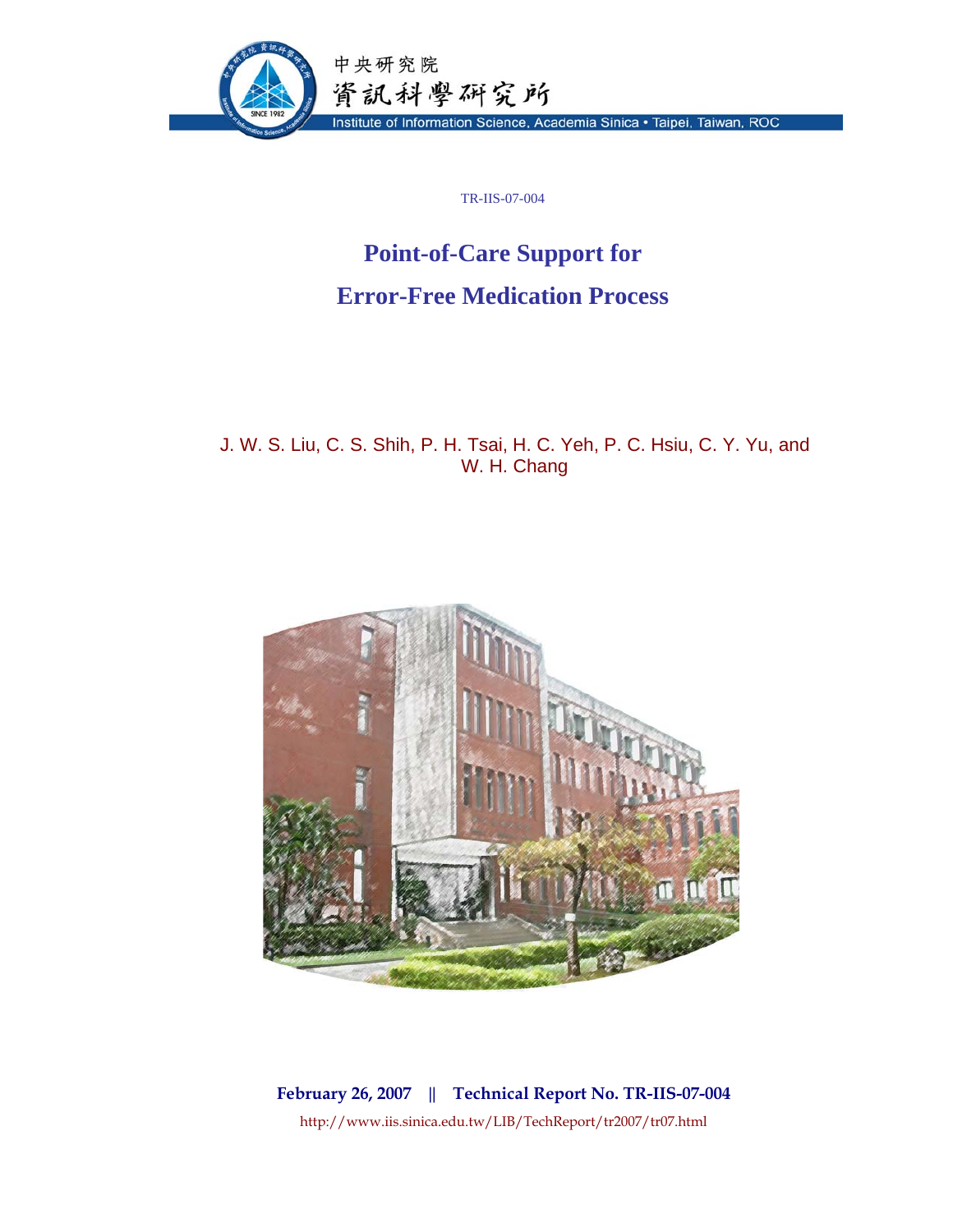中央研究院

資訊科學研究所

Institute of Information Science, Academia Sinica • Taipei, Taiwan, ROC

TR-IIS-07-004

# Point-of-Care Support for Error-Free Medication Process

J. W. S. Liu, C. S. Shih, P. H. Tsai, H. C. Yeh, P. C. Hsiu, C. Y. Yu, and W. H. Chang

**February 26, 2007 || Technical Report No. TR-IIS-07-004**

http://www.iis.sinica.edu.tw/LIB/TechReport/tr2007/tr07.html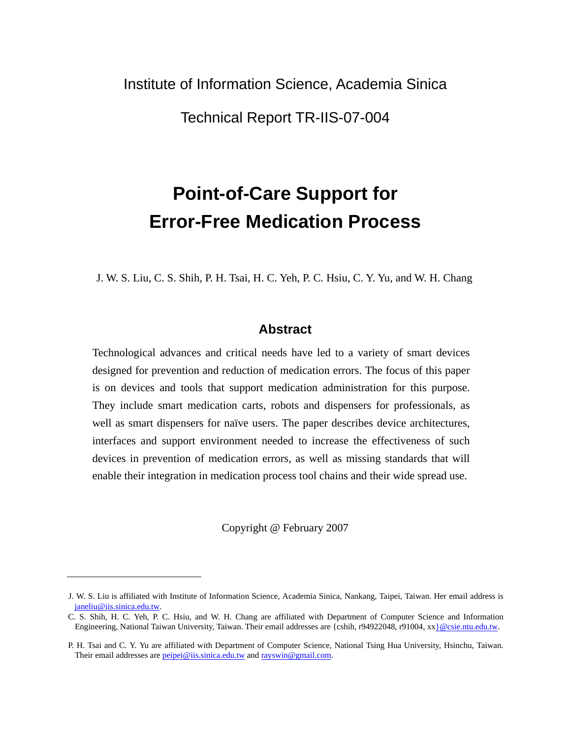Institute of Information Science, Academia Sinica

Technical Report TR-IIS-07-004

# Point-of-Care Support for Error-Free Medication Process

J. W. S. Liu, C. S. Shih, P. H. Tsai, H. C. Yeh, P. C. Hsiu, C. Y. Yu, and W. H. Chang

## Abstract

Technological advances and critical needs have led to a variety of smart devices designed for prevention and reduction of medication errors. The focus of this paper is on devices and tools that support medication administration for this purpose. They include smart medication carts, robots and dispensers for professionals, as well as smart dispensers for naïve users. The paper describes device architectures, interfaces and support environment needed to increase the effectiveness of such devices in prevention of medication errors, as well as missing standards that will enable their integration in medication process tool chains and their wide spread use.

Copyright @ February 2007

---

J. W. S. Liu is affiliated with Institute of Information Science, Academia Sinica, Nankang, Taipei, Taiwan. Her email address is janeliu@iis.sinica.edu.tw.

C. S. Shih, H. C. Yeh, P. C. Hsiu, and W. H. Chang are affiliated with Department of Computer Science and Information Engineering, National Taiwan University, Taiwan. Their email addresses are {cshih, r94922048, r91004, xx}@csie.ntu.edu.tw.

P. H. Tsai and C. Y. Yu are affiliated with Department of Computer Science, National Tsing Hua University, Hsinchu, Taiwan. Their email addresses are peipei@iis.sinica.edu.tw and rayswin@gmail.com.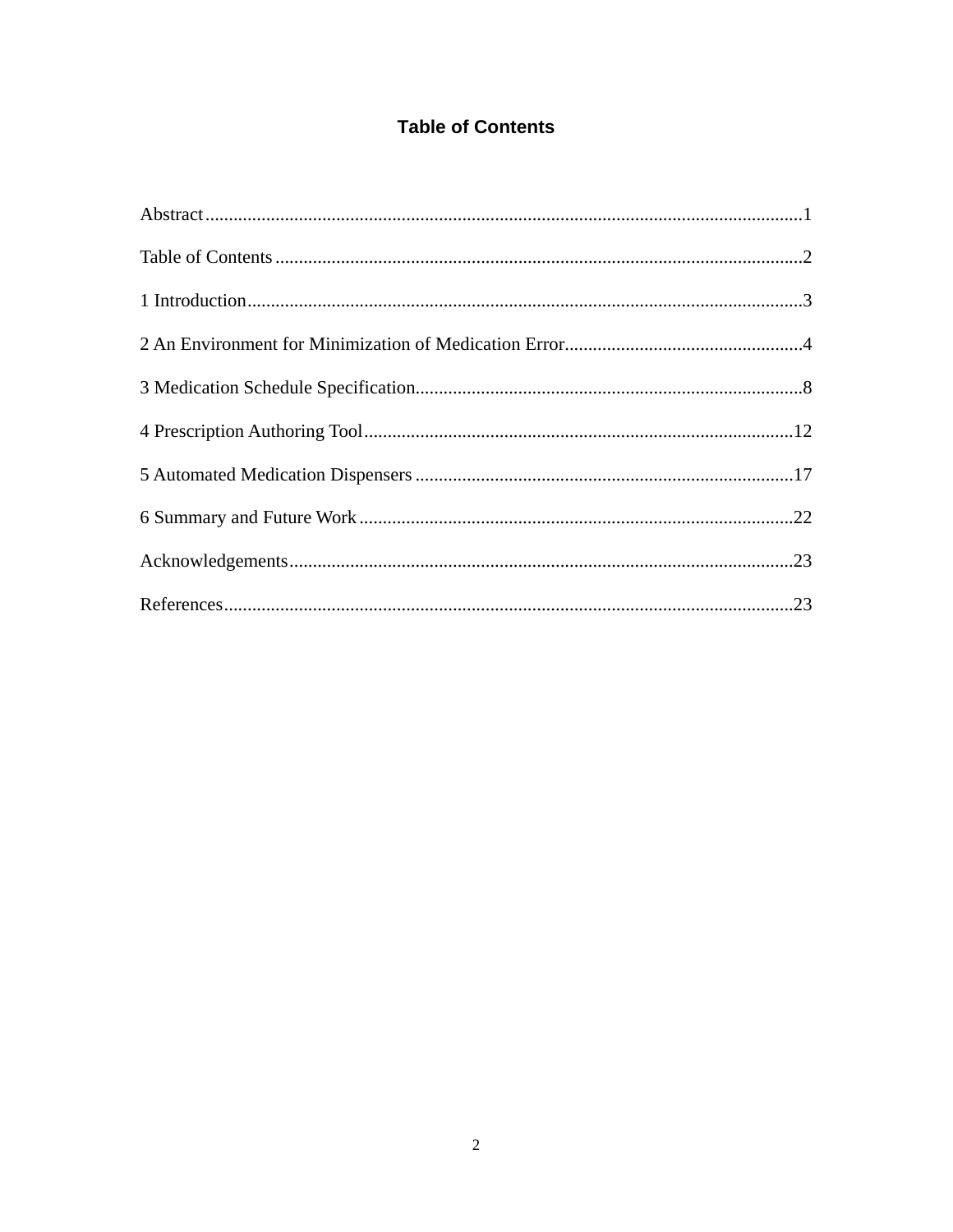# Table of Contents

Abstract...1

Table of Contents...2

1 Introduction...3

2 An Environment for Minimization of Medication Error...4

3 Medication Schedule Specification...8

4 Prescription Authoring Tool...12

5 Automated Medication Dispensers...17

6 Summary and Future Work...22

Acknowledgements...23

References...23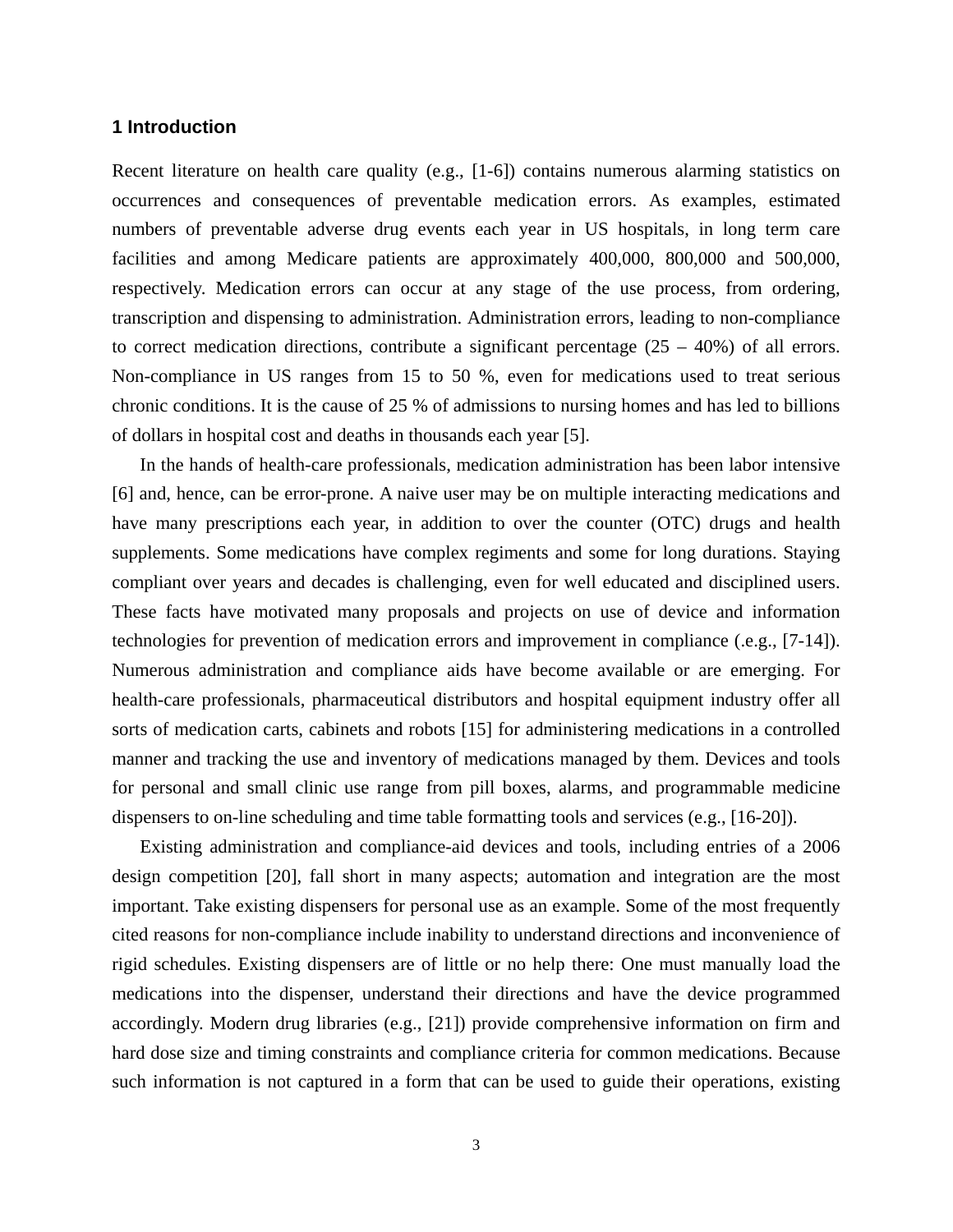## 1 Introduction

Recent literature on health care quality (e.g., [1-6]) contains numerous alarming statistics on occurrences and consequences of preventable medication errors. As examples, estimated numbers of preventable adverse drug events each year in US hospitals, in long term care facilities and among Medicare patients are approximately 400,000, 800,000 and 500,000, respectively. Medication errors can occur at any stage of the use process, from ordering, transcription and dispensing to administration. Administration errors, leading to non-compliance to correct medication directions, contribute a significant percentage (25 – 40%) of all errors. Non-compliance in US ranges from 15 to 50 %, even for medications used to treat serious chronic conditions. It is the cause of 25 % of admissions to nursing homes and has led to billions of dollars in hospital cost and deaths in thousands each year [5].

In the hands of health-care professionals, medication administration has been labor intensive [6] and, hence, can be error-prone. A naive user may be on multiple interacting medications and have many prescriptions each year, in addition to over the counter (OTC) drugs and health supplements. Some medications have complex regiments and some for long durations. Staying compliant over years and decades is challenging, even for well educated and disciplined users. These facts have motivated many proposals and projects on use of device and information technologies for prevention of medication errors and improvement in compliance (.e.g., [7-14]). Numerous administration and compliance aids have become available or are emerging. For health-care professionals, pharmaceutical distributors and hospital equipment industry offer all sorts of medication carts, cabinets and robots [15] for administering medications in a controlled manner and tracking the use and inventory of medications managed by them. Devices and tools for personal and small clinic use range from pill boxes, alarms, and programmable medicine dispensers to on-line scheduling and time table formatting tools and services (e.g., [16-20]).

Existing administration and compliance-aid devices and tools, including entries of a 2006 design competition [20], fall short in many aspects; automation and integration are the most important. Take existing dispensers for personal use as an example. Some of the most frequently cited reasons for non-compliance include inability to understand directions and inconvenience of rigid schedules. Existing dispensers are of little or no help there: One must manually load the medications into the dispenser, understand their directions and have the device programmed accordingly. Modern drug libraries (e.g., [21]) provide comprehensive information on firm and hard dose size and timing constraints and compliance criteria for common medications. Because such information is not captured in a form that can be used to guide their operations, existing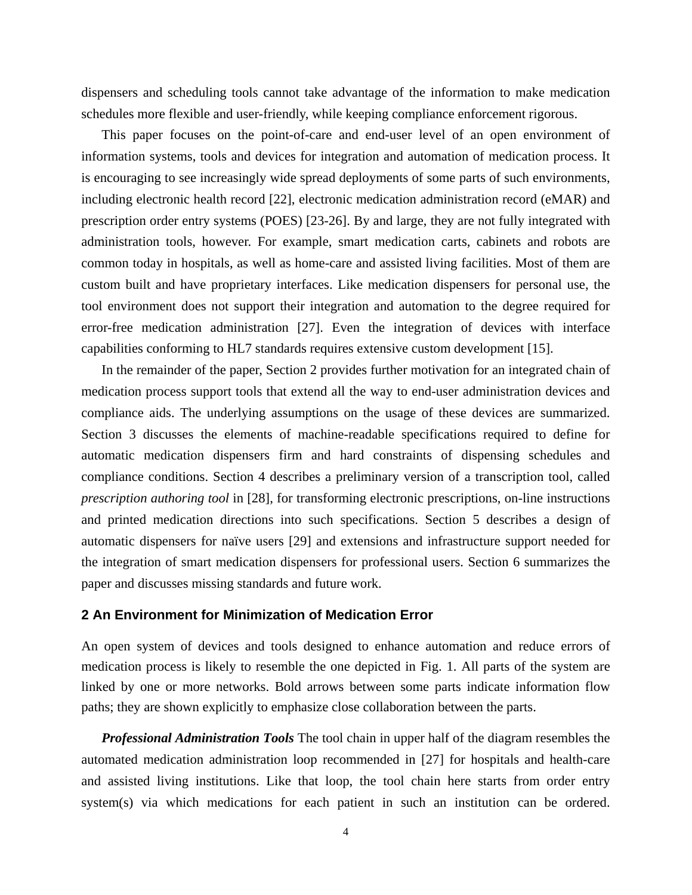dispensers and scheduling tools cannot take advantage of the information to make medication schedules more flexible and user-friendly, while keeping compliance enforcement rigorous.

This paper focuses on the point-of-care and end-user level of an open environment of information systems, tools and devices for integration and automation of medication process. It is encouraging to see increasingly wide spread deployments of some parts of such environments, including electronic health record [22], electronic medication administration record (eMAR) and prescription order entry systems (POES) [23-26]. By and large, they are not fully integrated with administration tools, however. For example, smart medication carts, cabinets and robots are common today in hospitals, as well as home-care and assisted living facilities. Most of them are custom built and have proprietary interfaces. Like medication dispensers for personal use, the tool environment does not support their integration and automation to the degree required for error-free medication administration [27]. Even the integration of devices with interface capabilities conforming to HL7 standards requires extensive custom development [15].

In the remainder of the paper, Section 2 provides further motivation for an integrated chain of medication process support tools that extend all the way to end-user administration devices and compliance aids. The underlying assumptions on the usage of these devices are summarized. Section 3 discusses the elements of machine-readable specifications required to define for automatic medication dispensers firm and hard constraints of dispensing schedules and compliance conditions. Section 4 describes a preliminary version of a transcription tool, called *prescription authoring tool* in [28], for transforming electronic prescriptions, on-line instructions and printed medication directions into such specifications. Section 5 describes a design of automatic dispensers for naïve users [29] and extensions and infrastructure support needed for the integration of smart medication dispensers for professional users. Section 6 summarizes the paper and discusses missing standards and future work.

## 2 An Environment for Minimization of Medication Error

An open system of devices and tools designed to enhance automation and reduce errors of medication process is likely to resemble the one depicted in Fig. 1. All parts of the system are linked by one or more networks. Bold arrows between some parts indicate information flow paths; they are shown explicitly to emphasize close collaboration between the parts.

***Professional Administration Tools*** The tool chain in upper half of the diagram resembles the automated medication administration loop recommended in [27] for hospitals and health-care and assisted living institutions. Like that loop, the tool chain here starts from order entry system(s) via which medications for each patient in such an institution can be ordered.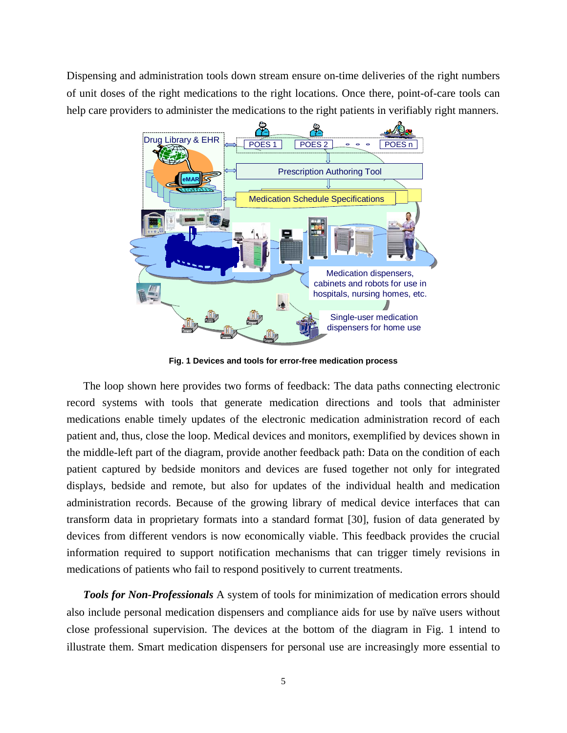Dispensing and administration tools down stream ensure on-time deliveries of the right numbers of unit doses of the right medications to the right locations. Once there, point-of-care tools can help care providers to administer the medications to the right patients in verifiably right manners.

**Fig. 1 Devices and tools for error-free medication process**

The loop shown here provides two forms of feedback: The data paths connecting electronic record systems with tools that generate medication directions and tools that administer medications enable timely updates of the electronic medication administration record of each patient and, thus, close the loop. Medical devices and monitors, exemplified by devices shown in the middle-left part of the diagram, provide another feedback path: Data on the condition of each patient captured by bedside monitors and devices are fused together not only for integrated displays, bedside and remote, but also for updates of the individual health and medication administration records. Because of the growing library of medical device interfaces that can transform data in proprietary formats into a standard format [30], fusion of data generated by devices from different vendors is now economically viable. This feedback provides the crucial information required to support notification mechanisms that can trigger timely revisions in medications of patients who fail to respond positively to current treatments.

***Tools for Non-Professionals*** A system of tools for minimization of medication errors should also include personal medication dispensers and compliance aids for use by naïve users without close professional supervision. The devices at the bottom of the diagram in Fig. 1 intend to illustrate them. Smart medication dispensers for personal use are increasingly more essential to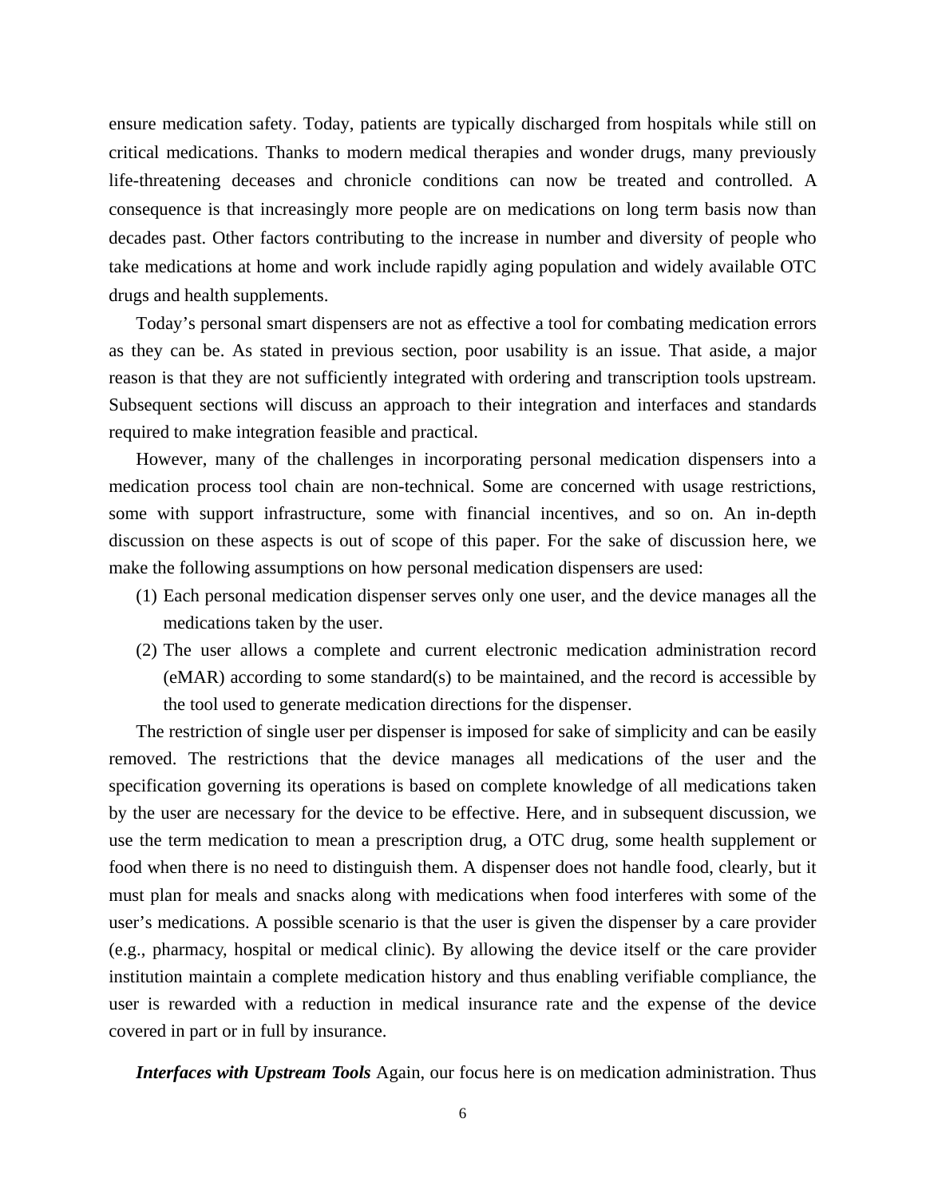ensure medication safety. Today, patients are typically discharged from hospitals while still on critical medications. Thanks to modern medical therapies and wonder drugs, many previously life-threatening deceases and chronicle conditions can now be treated and controlled. A consequence is that increasingly more people are on medications on long term basis now than decades past. Other factors contributing to the increase in number and diversity of people who take medications at home and work include rapidly aging population and widely available OTC drugs and health supplements.

Today's personal smart dispensers are not as effective a tool for combating medication errors as they can be. As stated in previous section, poor usability is an issue. That aside, a major reason is that they are not sufficiently integrated with ordering and transcription tools upstream. Subsequent sections will discuss an approach to their integration and interfaces and standards required to make integration feasible and practical.

However, many of the challenges in incorporating personal medication dispensers into a medication process tool chain are non-technical. Some are concerned with usage restrictions, some with support infrastructure, some with financial incentives, and so on. An in-depth discussion on these aspects is out of scope of this paper. For the sake of discussion here, we make the following assumptions on how personal medication dispensers are used:

(1) Each personal medication dispenser serves only one user, and the device manages all the medications taken by the user.
(2) The user allows a complete and current electronic medication administration record (eMAR) according to some standard(s) to be maintained, and the record is accessible by the tool used to generate medication directions for the dispenser.

The restriction of single user per dispenser is imposed for sake of simplicity and can be easily removed. The restrictions that the device manages all medications of the user and the specification governing its operations is based on complete knowledge of all medications taken by the user are necessary for the device to be effective. Here, and in subsequent discussion, we use the term medication to mean a prescription drug, a OTC drug, some health supplement or food when there is no need to distinguish them. A dispenser does not handle food, clearly, but it must plan for meals and snacks along with medications when food interferes with some of the user's medications. A possible scenario is that the user is given the dispenser by a care provider (e.g., pharmacy, hospital or medical clinic). By allowing the device itself or the care provider institution maintain a complete medication history and thus enabling verifiable compliance, the user is rewarded with a reduction in medical insurance rate and the expense of the device covered in part or in full by insurance.

***Interfaces with Upstream Tools*** Again, our focus here is on medication administration. Thus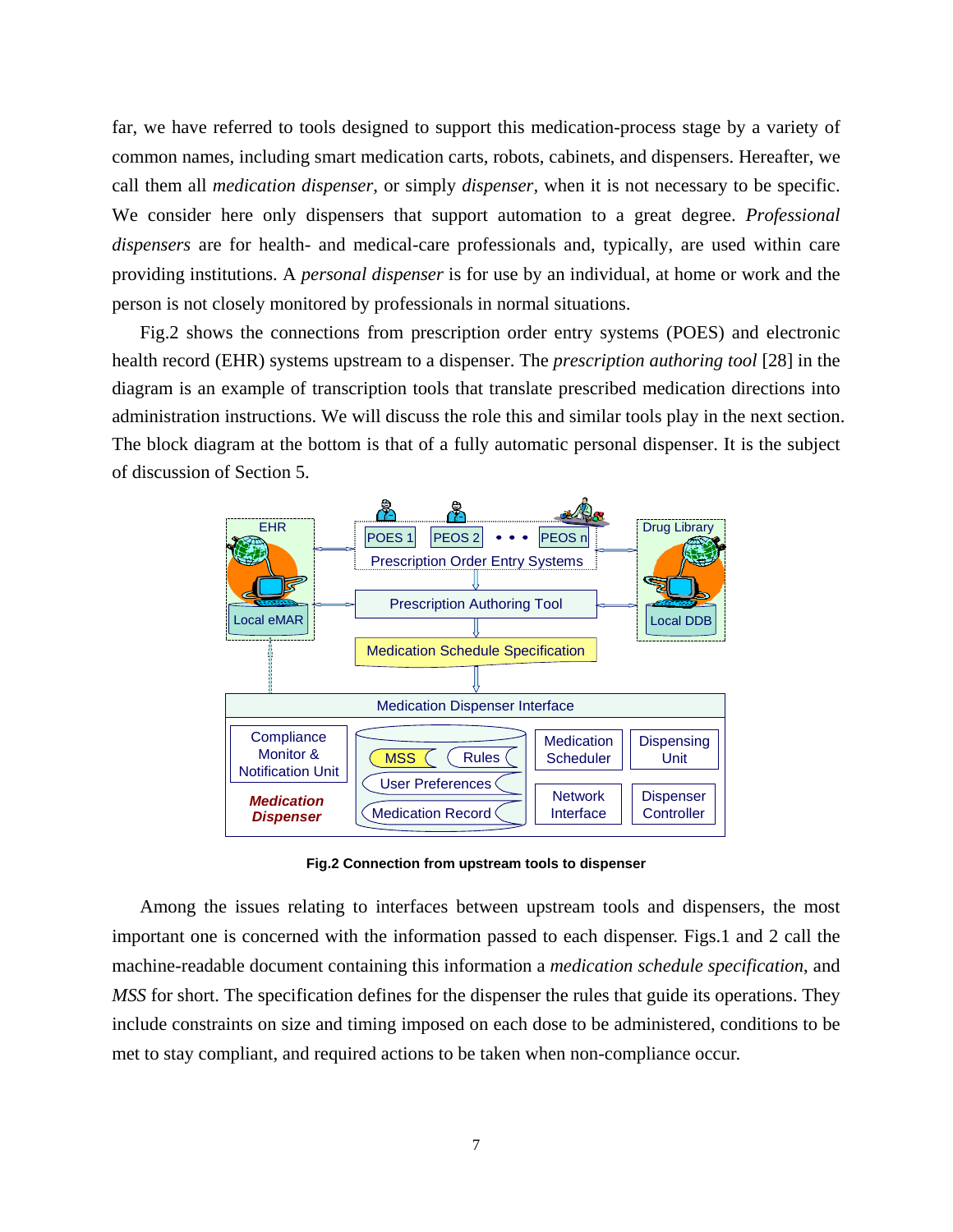far, we have referred to tools designed to support this medication-process stage by a variety of common names, including smart medication carts, robots, cabinets, and dispensers. Hereafter, we call them all *medication dispenser*, or simply *dispenser*, when it is not necessary to be specific. We consider here only dispensers that support automation to a great degree. *Professional dispensers* are for health- and medical-care professionals and, typically, are used within care providing institutions. A *personal dispenser* is for use by an individual, at home or work and the person is not closely monitored by professionals in normal situations.

Fig.2 shows the connections from prescription order entry systems (POES) and electronic health record (EHR) systems upstream to a dispenser. The *prescription authoring tool* [28] in the diagram is an example of transcription tools that translate prescribed medication directions into administration instructions. We will discuss the role this and similar tools play in the next section. The block diagram at the bottom is that of a fully automatic personal dispenser. It is the subject of discussion of Section 5.

**Fig.2 Connection from upstream tools to dispenser**

Among the issues relating to interfaces between upstream tools and dispensers, the most important one is concerned with the information passed to each dispenser. Figs.1 and 2 call the machine-readable document containing this information a *medication schedule specification*, and *MSS* for short. The specification defines for the dispenser the rules that guide its operations. They include constraints on size and timing imposed on each dose to be administered, conditions to be met to stay compliant, and required actions to be taken when non-compliance occur.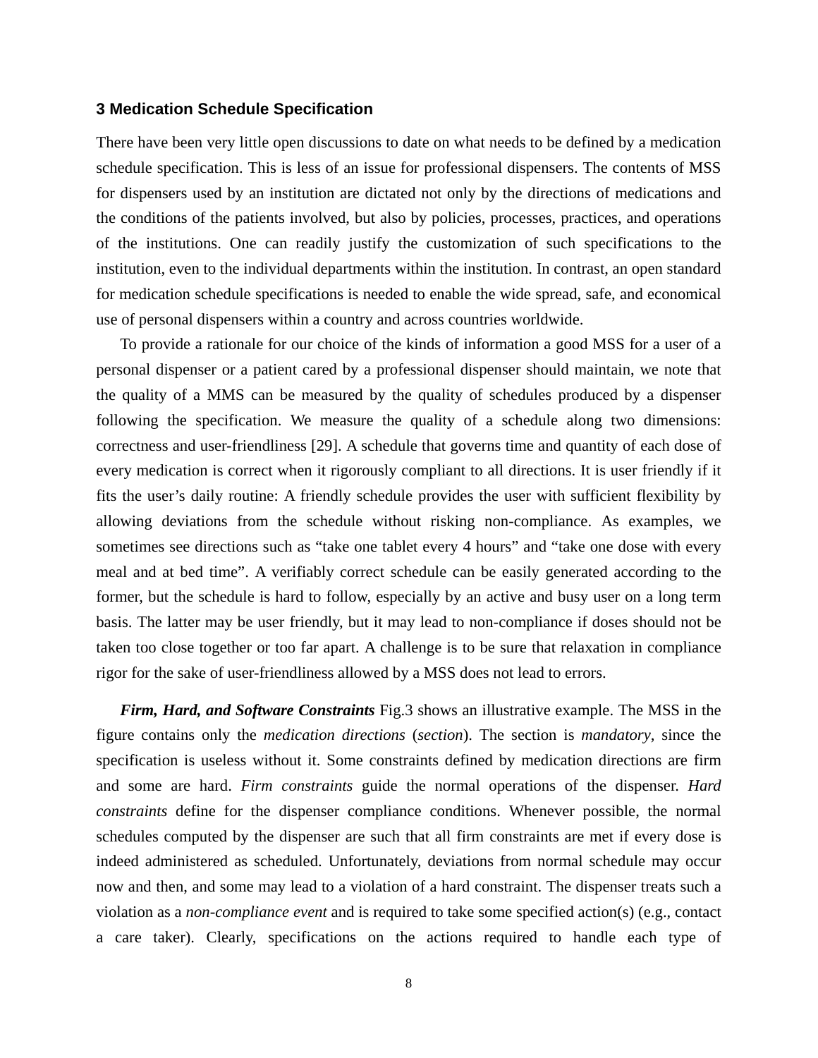## 3 Medication Schedule Specification

There have been very little open discussions to date on what needs to be defined by a medication schedule specification. This is less of an issue for professional dispensers. The contents of MSS for dispensers used by an institution are dictated not only by the directions of medications and the conditions of the patients involved, but also by policies, processes, practices, and operations of the institutions. One can readily justify the customization of such specifications to the institution, even to the individual departments within the institution. In contrast, an open standard for medication schedule specifications is needed to enable the wide spread, safe, and economical use of personal dispensers within a country and across countries worldwide.

To provide a rationale for our choice of the kinds of information a good MSS for a user of a personal dispenser or a patient cared by a professional dispenser should maintain, we note that the quality of a MMS can be measured by the quality of schedules produced by a dispenser following the specification. We measure the quality of a schedule along two dimensions: correctness and user-friendliness [29]. A schedule that governs time and quantity of each dose of every medication is correct when it rigorously compliant to all directions. It is user friendly if it fits the user's daily routine: A friendly schedule provides the user with sufficient flexibility by allowing deviations from the schedule without risking non-compliance. As examples, we sometimes see directions such as "take one tablet every 4 hours" and "take one dose with every meal and at bed time". A verifiably correct schedule can be easily generated according to the former, but the schedule is hard to follow, especially by an active and busy user on a long term basis. The latter may be user friendly, but it may lead to non-compliance if doses should not be taken too close together or too far apart. A challenge is to be sure that relaxation in compliance rigor for the sake of user-friendliness allowed by a MSS does not lead to errors.

***Firm, Hard, and Software Constraints*** Fig.3 shows an illustrative example. The MSS in the figure contains only the *medication directions* (*section*). The section is *mandatory*, since the specification is useless without it. Some constraints defined by medication directions are firm and some are hard. *Firm constraints* guide the normal operations of the dispenser. *Hard constraints* define for the dispenser compliance conditions. Whenever possible, the normal schedules computed by the dispenser are such that all firm constraints are met if every dose is indeed administered as scheduled. Unfortunately, deviations from normal schedule may occur now and then, and some may lead to a violation of a hard constraint. The dispenser treats such a violation as a *non-compliance event* and is required to take some specified action(s) (e.g., contact a care taker). Clearly, specifications on the actions required to handle each type of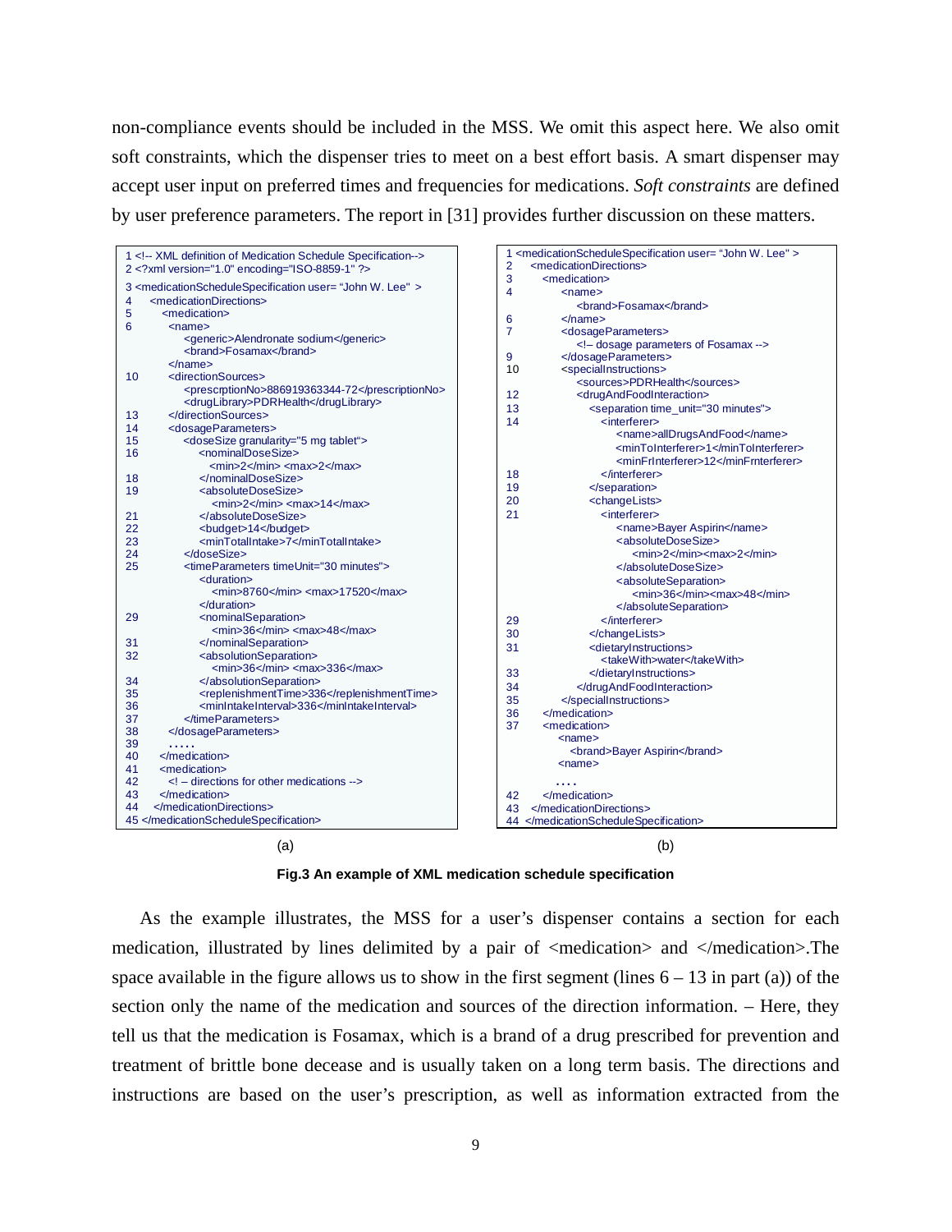non-compliance events should be included in the MSS. We omit this aspect here. We also omit soft constraints, which the dispenser tries to meet on a best effort basis. A smart dispenser may accept user input on preferred times and frequencies for medications. *Soft constraints* are defined by user preference parameters. The report in [31] provides further discussion on these matters.

```
1 <!-- XML definition of Medication Schedule Specification-->
2 <?xml version="1.0" encoding="ISO-8859-1" ?>
3 <medicationScheduleSpecification user= "John W. Lee" >
4     <medicationDirections>
5        <medication>
6          <name>
              <generic>Alendronate sodium</generic>
              <brand>Fosamax</brand>
           </name>
10         <directionSources>
              <prescrptionNo>886919363344-72</prescriptionNo>
              <drugLibrary>PDRHealth</drugLibrary>
13         </directionSources>
14         <dosageParameters>
15            <doseSize granularity="5 mg tablet">
16               <nominalDoseSize>
                    <min>2</min> <max>2</max>
18               </nominalDoseSize>
19               <absoluteDoseSize>
                    <min>2</min> <max>14</max>
21               </absoluteDoseSize>
22               <budget>14</budget>
23               <minTotalIntake>7</minTotalIntake>
24            </doseSize>
25            <timeParameters timeUnit="30 minutes">
                 <duration>
                    <min>8760</min> <max>17520</max>
                 </duration>
29               <nominalSeparation>
                    <min>36</min> <max>48</max>
31               </nominalSeparation>
32               <absolutionSeparation>
                    <min>36</min> <max>336</max>
34               </absolutionSeparation>
35               <replenishmentTime>336</replenishmentTime>
36               <minIntakeInterval>336</minIntakeInterval>
37            </timeParameters>
38         </dosageParameters>
39         .....
40      </medication>
41      <medication>
42         <! – directions for other medications -->
43      </medication>
44    </medicationDirections>
45 </medicationScheduleSpecification>
```

(a)

```
1 <medicationScheduleSpecification user= "John W. Lee" >
2    <medicationDirections>
3       <medication>
4          <name>
              <brand>Fosamax</brand>
6          </name>
7          <dosageParameters>
              <!– dosage parameters of Fosamax -->
9          </dosageParameters>
10         <specialInstructions>
              <sources>PDRHealth</sources>
12            <drugAndFoodInteraction>
13               <separation time_unit="30 minutes">
14                  <interferer>
                       <name>allDrugsAndFood</name>
                       <minToInterferer>1</minToInterferer>
                       <minFrInterferer>12</minFrnterferer>
18                  </interferer>
19               </separation>
20               <changeLists>
21                  <interferer>
                       <name>Bayer Aspirin</name>
                       <absoluteDoseSize>
                          <min>2</min><max>2</min>
                       </absoluteDoseSize>
                       <absoluteSeparation>
                          <min>36</min><max>48</min>
                       </absoluteSeparation>
29                  </interferer>
30               </changeLists>
31               <dietaryInstructions>
                    <takeWith>water</takeWith>
33               </dietaryInstructions>
34            </drugAndFoodInteraction>
35         </specialInstructions>
36      </medication>
37      <medication>
           <name>
              <brand>Bayer Aspirin</brand>
           <name>
           ....
42      </medication>
43   </medicationDirections>
44 </medicationScheduleSpecification>
```

(b)

**Fig.3 An example of XML medication schedule specification**

As the example illustrates, the MSS for a user's dispenser contains a section for each medication, illustrated by lines delimited by a pair of <medication> and </medication>.The space available in the figure allows us to show in the first segment (lines 6 – 13 in part (a)) of the section only the name of the medication and sources of the direction information. – Here, they tell us that the medication is Fosamax, which is a brand of a drug prescribed for prevention and treatment of brittle bone decease and is usually taken on a long term basis. The directions and instructions are based on the user's prescription, as well as information extracted from the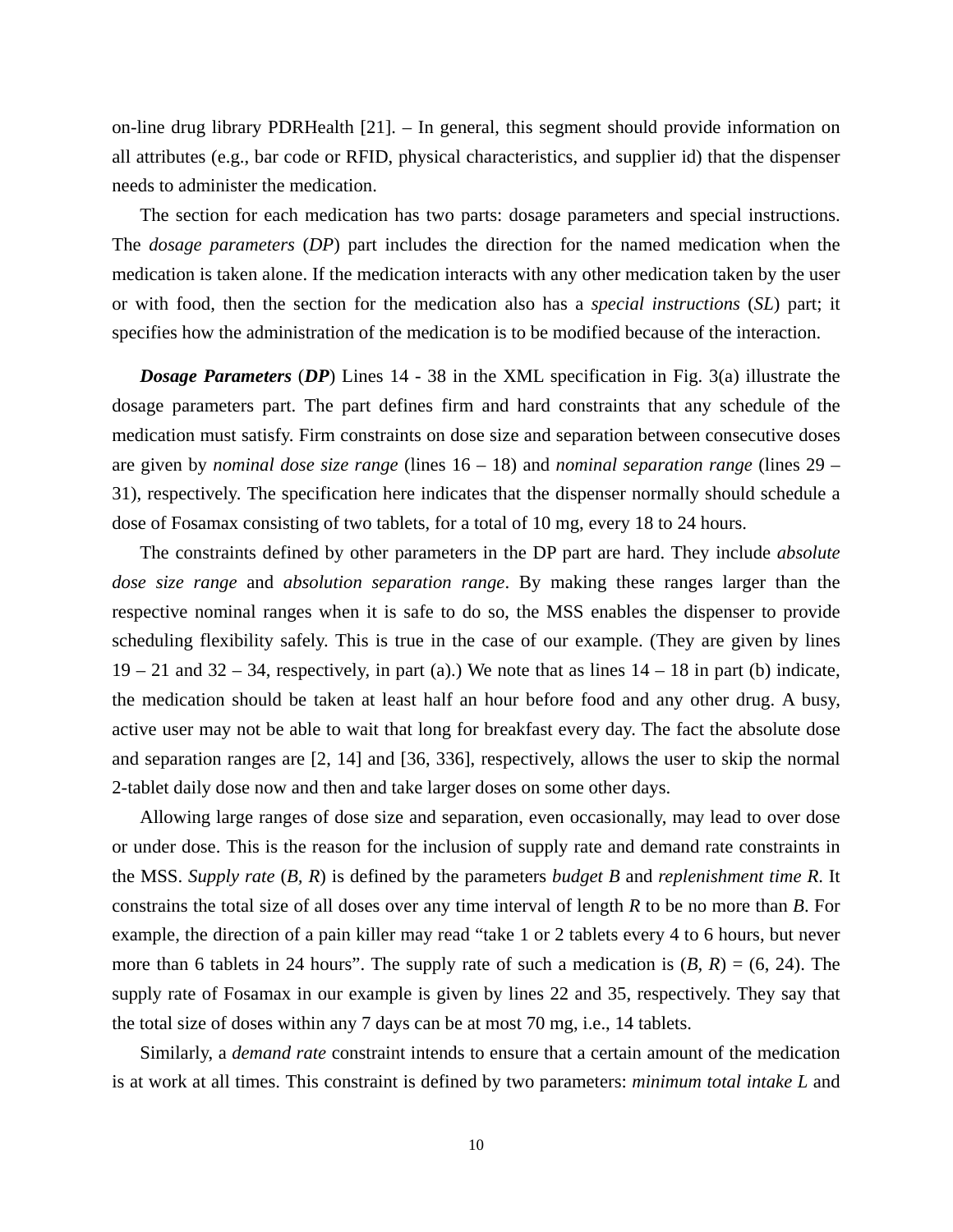on-line drug library PDRHealth [21]. – In general, this segment should provide information on all attributes (e.g., bar code or RFID, physical characteristics, and supplier id) that the dispenser needs to administer the medication.

The section for each medication has two parts: dosage parameters and special instructions. The *dosage parameters* (*DP*) part includes the direction for the named medication when the medication is taken alone. If the medication interacts with any other medication taken by the user or with food, then the section for the medication also has a *special instructions* (*SL*) part; it specifies how the administration of the medication is to be modified because of the interaction.

***Dosage Parameters*** (***DP***) Lines 14 - 38 in the XML specification in Fig. 3(a) illustrate the dosage parameters part. The part defines firm and hard constraints that any schedule of the medication must satisfy. Firm constraints on dose size and separation between consecutive doses are given by *nominal dose size range* (lines 16 – 18) and *nominal separation range* (lines 29 – 31), respectively. The specification here indicates that the dispenser normally should schedule a dose of Fosamax consisting of two tablets, for a total of 10 mg, every 18 to 24 hours.

The constraints defined by other parameters in the DP part are hard. They include *absolute dose size range* and *absolution separation range*. By making these ranges larger than the respective nominal ranges when it is safe to do so, the MSS enables the dispenser to provide scheduling flexibility safely. This is true in the case of our example. (They are given by lines 19 – 21 and 32 – 34, respectively, in part (a).) We note that as lines 14 – 18 in part (b) indicate, the medication should be taken at least half an hour before food and any other drug. A busy, active user may not be able to wait that long for breakfast every day. The fact the absolute dose and separation ranges are [2, 14] and [36, 336], respectively, allows the user to skip the normal 2-tablet daily dose now and then and take larger doses on some other days.

Allowing large ranges of dose size and separation, even occasionally, may lead to over dose or under dose. This is the reason for the inclusion of supply rate and demand rate constraints in the MSS. *Supply rate* ($B$, $R$) is defined by the parameters *budget* $B$ and *replenishment time* $R$. It constrains the total size of all doses over any time interval of length $R$ to be no more than $B$. For example, the direction of a pain killer may read "take 1 or 2 tablets every 4 to 6 hours, but never more than 6 tablets in 24 hours". The supply rate of such a medication is ($B$, $R$) = (6, 24). The supply rate of Fosamax in our example is given by lines 22 and 35, respectively. They say that the total size of doses within any 7 days can be at most 70 mg, i.e., 14 tablets.

Similarly, a *demand rate* constraint intends to ensure that a certain amount of the medication is at work at all times. This constraint is defined by two parameters: *minimum total intake* $L$ and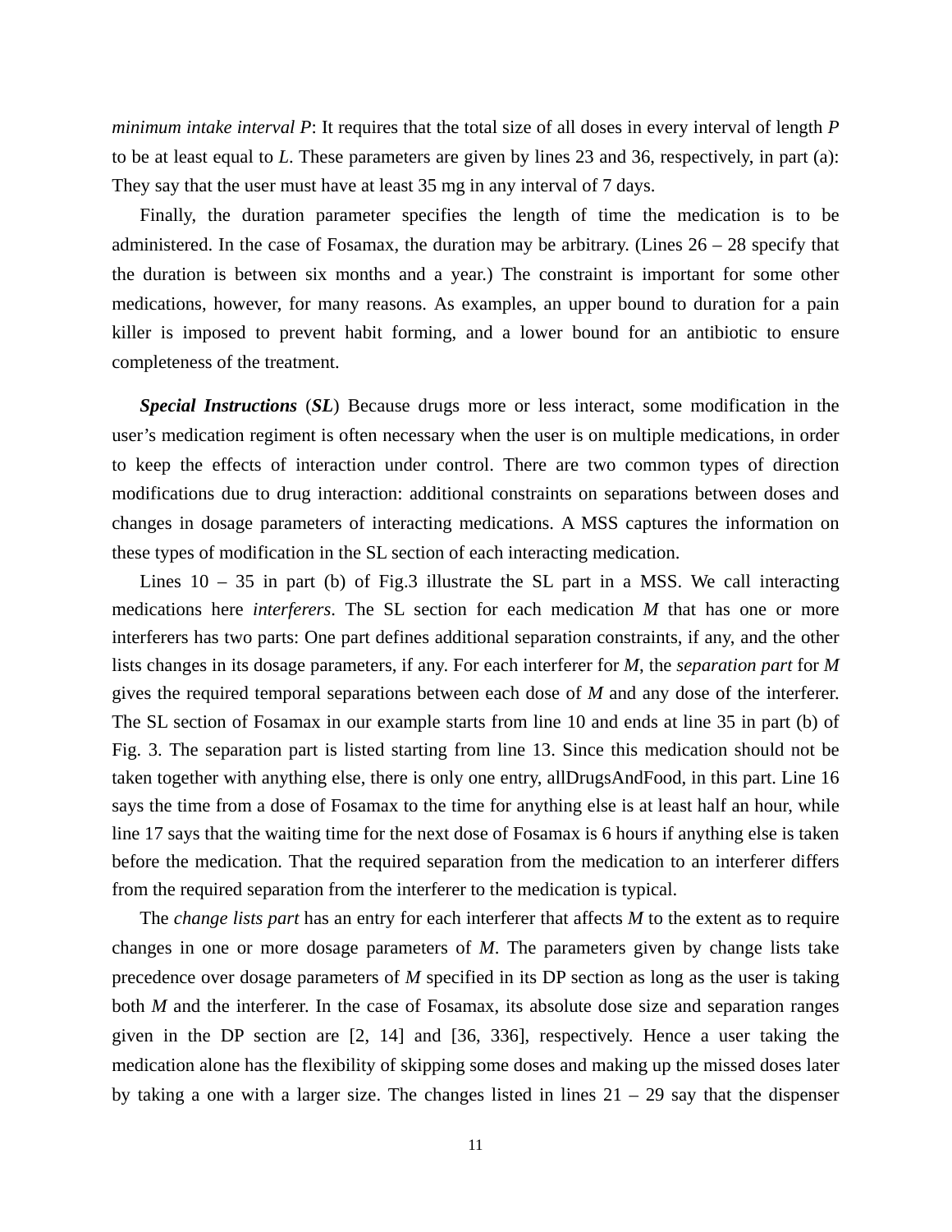*minimum intake interval P*: It requires that the total size of all doses in every interval of length *P* to be at least equal to *L*. These parameters are given by lines 23 and 36, respectively, in part (a): They say that the user must have at least 35 mg in any interval of 7 days.

Finally, the duration parameter specifies the length of time the medication is to be administered. In the case of Fosamax, the duration may be arbitrary. (Lines 26 – 28 specify that the duration is between six months and a year.) The constraint is important for some other medications, however, for many reasons. As examples, an upper bound to duration for a pain killer is imposed to prevent habit forming, and a lower bound for an antibiotic to ensure completeness of the treatment.

***Special Instructions*** (***SL***) Because drugs more or less interact, some modification in the user's medication regiment is often necessary when the user is on multiple medications, in order to keep the effects of interaction under control. There are two common types of direction modifications due to drug interaction: additional constraints on separations between doses and changes in dosage parameters of interacting medications. A MSS captures the information on these types of modification in the SL section of each interacting medication.

Lines 10 – 35 in part (b) of Fig.3 illustrate the SL part in a MSS. We call interacting medications here *interferers*. The SL section for each medication *M* that has one or more interferers has two parts: One part defines additional separation constraints, if any, and the other lists changes in its dosage parameters, if any. For each interferer for *M*, the *separation part* for *M* gives the required temporal separations between each dose of *M* and any dose of the interferer. The SL section of Fosamax in our example starts from line 10 and ends at line 35 in part (b) of Fig. 3. The separation part is listed starting from line 13. Since this medication should not be taken together with anything else, there is only one entry, allDrugsAndFood, in this part. Line 16 says the time from a dose of Fosamax to the time for anything else is at least half an hour, while line 17 says that the waiting time for the next dose of Fosamax is 6 hours if anything else is taken before the medication. That the required separation from the medication to an interferer differs from the required separation from the interferer to the medication is typical.

The *change lists part* has an entry for each interferer that affects *M* to the extent as to require changes in one or more dosage parameters of *M*. The parameters given by change lists take precedence over dosage parameters of *M* specified in its DP section as long as the user is taking both *M* and the interferer. In the case of Fosamax, its absolute dose size and separation ranges given in the DP section are [2, 14] and [36, 336], respectively. Hence a user taking the medication alone has the flexibility of skipping some doses and making up the missed doses later by taking a one with a larger size. The changes listed in lines 21 – 29 say that the dispenser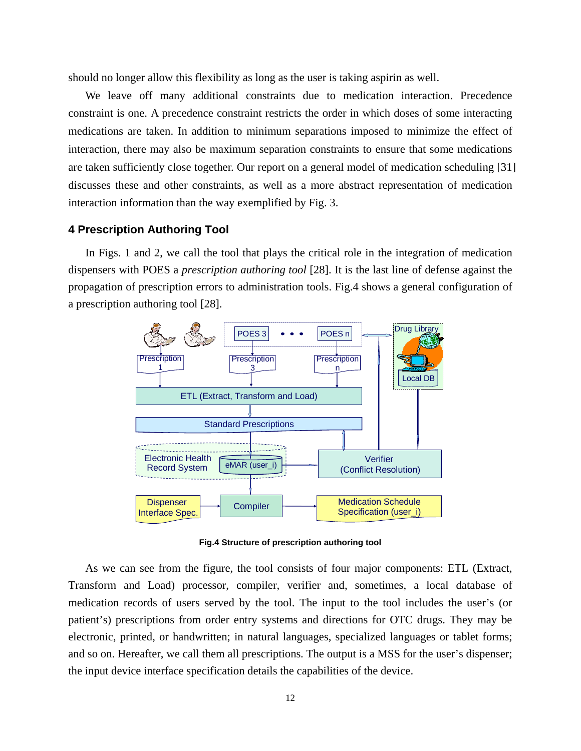should no longer allow this flexibility as long as the user is taking aspirin as well.

We leave off many additional constraints due to medication interaction. Precedence constraint is one. A precedence constraint restricts the order in which doses of some interacting medications are taken. In addition to minimum separations imposed to minimize the effect of interaction, there may also be maximum separation constraints to ensure that some medications are taken sufficiently close together. Our report on a general model of medication scheduling [31] discusses these and other constraints, as well as a more abstract representation of medication interaction information than the way exemplified by Fig. 3.

## 4 Prescription Authoring Tool

In Figs. 1 and 2, we call the tool that plays the critical role in the integration of medication dispensers with POES a *prescription authoring tool* [28]. It is the last line of defense against the propagation of prescription errors to administration tools. Fig.4 shows a general configuration of a prescription authoring tool [28].

**Fig.4 Structure of prescription authoring tool**

As we can see from the figure, the tool consists of four major components: ETL (Extract, Transform and Load) processor, compiler, verifier and, sometimes, a local database of medication records of users served by the tool. The input to the tool includes the user's (or patient's) prescriptions from order entry systems and directions for OTC drugs. They may be electronic, printed, or handwritten; in natural languages, specialized languages or tablet forms; and so on. Hereafter, we call them all prescriptions. The output is a MSS for the user's dispenser; the input device interface specification details the capabilities of the device.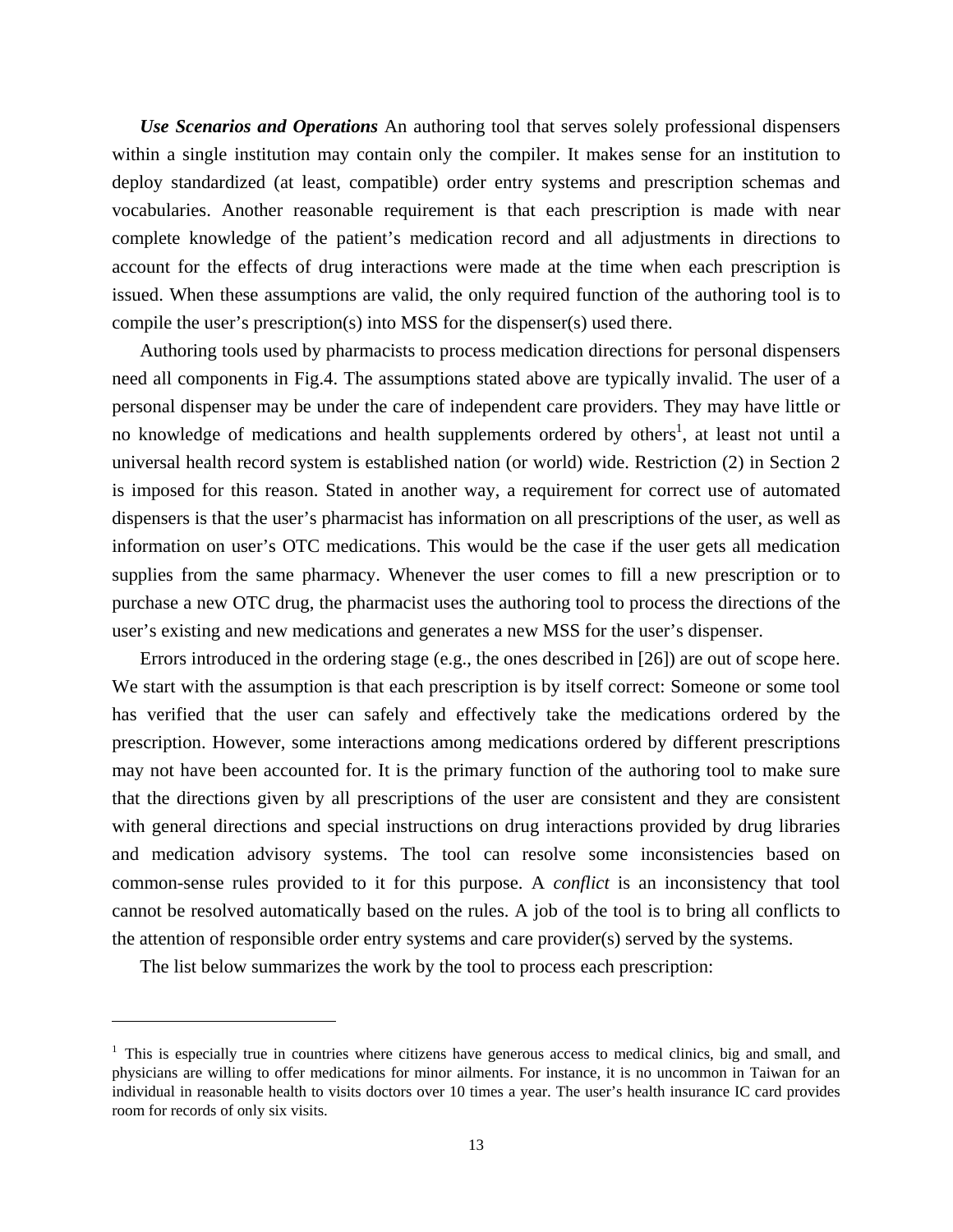***Use Scenarios and Operations*** An authoring tool that serves solely professional dispensers within a single institution may contain only the compiler. It makes sense for an institution to deploy standardized (at least, compatible) order entry systems and prescription schemas and vocabularies. Another reasonable requirement is that each prescription is made with near complete knowledge of the patient's medication record and all adjustments in directions to account for the effects of drug interactions were made at the time when each prescription is issued. When these assumptions are valid, the only required function of the authoring tool is to compile the user's prescription(s) into MSS for the dispenser(s) used there.

Authoring tools used by pharmacists to process medication directions for personal dispensers need all components in Fig.4. The assumptions stated above are typically invalid. The user of a personal dispenser may be under the care of independent care providers. They may have little or no knowledge of medications and health supplements ordered by others[1], at least not until a universal health record system is established nation (or world) wide. Restriction (2) in Section 2 is imposed for this reason. Stated in another way, a requirement for correct use of automated dispensers is that the user's pharmacist has information on all prescriptions of the user, as well as information on user's OTC medications. This would be the case if the user gets all medication supplies from the same pharmacy. Whenever the user comes to fill a new prescription or to purchase a new OTC drug, the pharmacist uses the authoring tool to process the directions of the user's existing and new medications and generates a new MSS for the user's dispenser.

Errors introduced in the ordering stage (e.g., the ones described in [26]) are out of scope here. We start with the assumption is that each prescription is by itself correct: Someone or some tool has verified that the user can safely and effectively take the medications ordered by the prescription. However, some interactions among medications ordered by different prescriptions may not have been accounted for. It is the primary function of the authoring tool to make sure that the directions given by all prescriptions of the user are consistent and they are consistent with general directions and special instructions on drug interactions provided by drug libraries and medication advisory systems. The tool can resolve some inconsistencies based on common-sense rules provided to it for this purpose. A *conflict* is an inconsistency that tool cannot be resolved automatically based on the rules. A job of the tool is to bring all conflicts to the attention of responsible order entry systems and care provider(s) served by the systems.

The list below summarizes the work by the tool to process each prescription:

---

[1] This is especially true in countries where citizens have generous access to medical clinics, big and small, and physicians are willing to offer medications for minor ailments. For instance, it is no uncommon in Taiwan for an individual in reasonable health to visits doctors over 10 times a year. The user's health insurance IC card provides room for records of only six visits.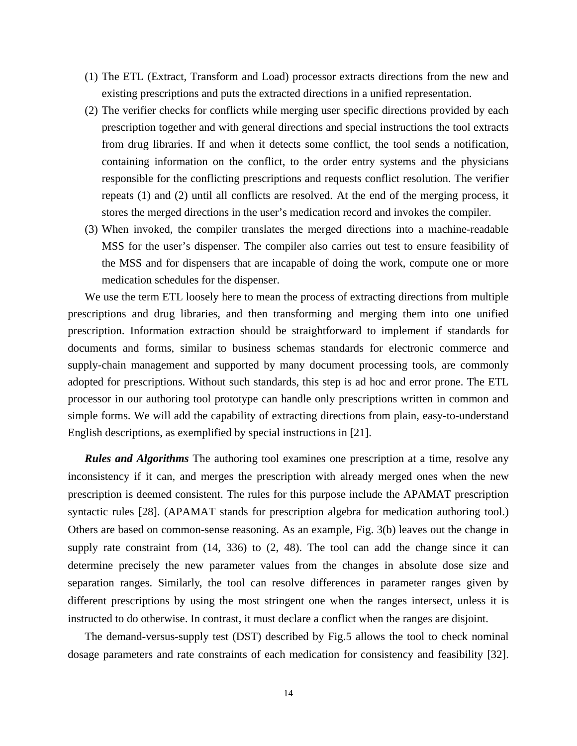(1) The ETL (Extract, Transform and Load) processor extracts directions from the new and existing prescriptions and puts the extracted directions in a unified representation.
(2) The verifier checks for conflicts while merging user specific directions provided by each prescription together and with general directions and special instructions the tool extracts from drug libraries. If and when it detects some conflict, the tool sends a notification, containing information on the conflict, to the order entry systems and the physicians responsible for the conflicting prescriptions and requests conflict resolution. The verifier repeats (1) and (2) until all conflicts are resolved. At the end of the merging process, it stores the merged directions in the user's medication record and invokes the compiler.
(3) When invoked, the compiler translates the merged directions into a machine-readable MSS for the user's dispenser. The compiler also carries out test to ensure feasibility of the MSS and for dispensers that are incapable of doing the work, compute one or more medication schedules for the dispenser.

We use the term ETL loosely here to mean the process of extracting directions from multiple prescriptions and drug libraries, and then transforming and merging them into one unified prescription. Information extraction should be straightforward to implement if standards for documents and forms, similar to business schemas standards for electronic commerce and supply-chain management and supported by many document processing tools, are commonly adopted for prescriptions. Without such standards, this step is ad hoc and error prone. The ETL processor in our authoring tool prototype can handle only prescriptions written in common and simple forms. We will add the capability of extracting directions from plain, easy-to-understand English descriptions, as exemplified by special instructions in [21].

***Rules and Algorithms*** The authoring tool examines one prescription at a time, resolve any inconsistency if it can, and merges the prescription with already merged ones when the new prescription is deemed consistent. The rules for this purpose include the APAMAT prescription syntactic rules [28]. (APAMAT stands for prescription algebra for medication authoring tool.) Others are based on common-sense reasoning. As an example, Fig. 3(b) leaves out the change in supply rate constraint from (14, 336) to (2, 48). The tool can add the change since it can determine precisely the new parameter values from the changes in absolute dose size and separation ranges. Similarly, the tool can resolve differences in parameter ranges given by different prescriptions by using the most stringent one when the ranges intersect, unless it is instructed to do otherwise. In contrast, it must declare a conflict when the ranges are disjoint.

The demand-versus-supply test (DST) described by Fig.5 allows the tool to check nominal dosage parameters and rate constraints of each medication for consistency and feasibility [32].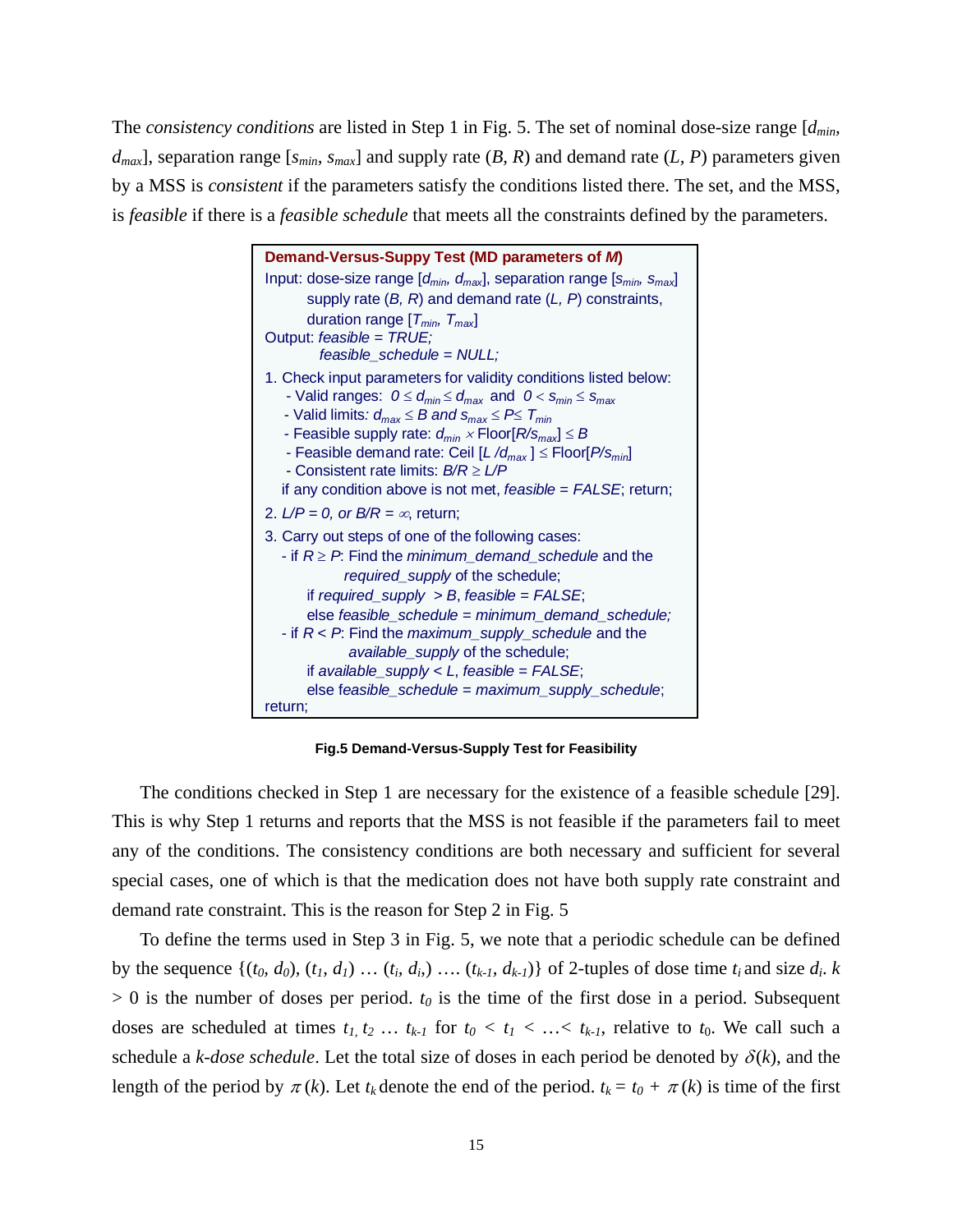The *consistency conditions* are listed in Step 1 in Fig. 5. The set of nominal dose-size range [$d_{min}$, $d_{max}$], separation range [$s_{min}$, $s_{max}$] and supply rate ($B$, $R$) and demand rate ($L$, $P$) parameters given by a MSS is *consistent* if the parameters satisfy the conditions listed there. The set, and the MSS, is *feasible* if there is a *feasible schedule* that meets all the constraints defined by the parameters.

```
Demand-Versus-Suppy Test (MD parameters of M)
Input: dose-size range [d_min, d_max], separation range [s_min, s_max]
       supply rate (B, R) and demand rate (L, P) constraints,
       duration range [T_min, T_max]
Output: feasible = TRUE;
        feasible_schedule = NULL;
1. Check input parameters for validity conditions listed below:
   - Valid ranges:  0 ≤ d_min ≤ d_max  and  0 < s_min ≤ s_max
   - Valid limits: d_max ≤ B and s_max ≤ P ≤ T_min
   - Feasible supply rate: d_min × Floor[R/s_max] ≤ B
   - Feasible demand rate: Ceil [L /d_max ] ≤ Floor[P/s_min]
   - Consistent rate limits: B/R ≥ L/P
   if any condition above is not met, feasible = FALSE; return;
2. L/P = 0, or B/R = ∞, return;
3. Carry out steps of one of the following cases:
   - if R ≥ P: Find the minimum_demand_schedule and the
            required_supply of the schedule;
       if required_supply  > B, feasible = FALSE;
       else feasible_schedule = minimum_demand_schedule;
   - if R < P: Find the maximum_supply_schedule and the
            available_supply of the schedule;
       if available_supply < L, feasible = FALSE;
       else feasible_schedule = maximum_supply_schedule;
return;
```

**Fig.5 Demand-Versus-Supply Test for Feasibility**

The conditions checked in Step 1 are necessary for the existence of a feasible schedule [29]. This is why Step 1 returns and reports that the MSS is not feasible if the parameters fail to meet any of the conditions. The consistency conditions are both necessary and sufficient for several special cases, one of which is that the medication does not have both supply rate constraint and demand rate constraint. This is the reason for Step 2 in Fig. 5

To define the terms used in Step 3 in Fig. 5, we note that a periodic schedule can be defined by the sequence {($t_0$, $d_0$), ($t_1$, $d_1$) … ($t_i$, $d_i$,) …. ($t_{k-1}$, $d_{k-1}$)} of 2-tuples of dose time $t_i$ and size $d_i$. $k > 0$ is the number of doses per period. $t_0$ is the time of the first dose in a period. Subsequent doses are scheduled at times $t_1, t_2 \ldots t_{k-1}$ for $t_0 < t_1 < \ldots < t_{k-1}$, relative to $t_0$. We call such a schedule a *k-dose schedule*. Let the total size of doses in each period be denoted by $\delta(k)$, and the length of the period by $\pi(k)$. Let $t_k$ denote the end of the period. $t_k = t_0 + \pi(k)$ is time of the first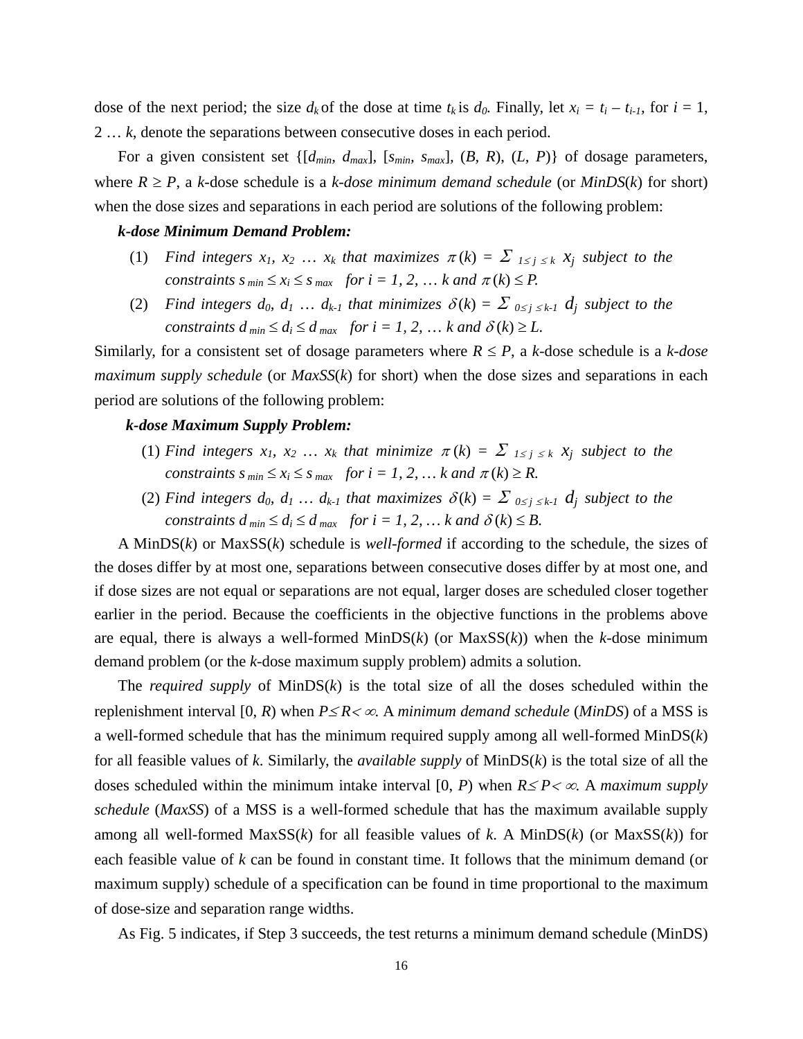dose of the next period; the size $d_k$ of the dose at time $t_k$ is $d_0$. Finally, let $x_i = t_i - t_{i-1}$, for $i = 1, 2 \ldots k$, denote the separations between consecutive doses in each period.

For a given consistent set $\{[d_{min}, d_{max}], [s_{min}, s_{max}], (B, R), (L, P)\}$ of dosage parameters, where $R \geq P$, a $k$-dose schedule is a *k-dose minimum demand schedule* (or *MinDS*($k$) for short) when the dose sizes and separations in each period are solutions of the following problem:

***k-dose Minimum Demand Problem:***

(1) *Find integers $x_1, x_2 \ldots x_k$ that maximizes $\pi(k) = \Sigma_{1 \leq j \leq k}\ x_j$ subject to the constraints $s_{min} \leq x_i \leq s_{max}$ for $i = 1, 2, \ldots k$ and $\pi(k) \leq P$.*

(2) *Find integers $d_0, d_1 \ldots d_{k-1}$ that minimizes $\delta(k) = \Sigma_{0 \leq j \leq k-1}\ d_j$ subject to the constraints $d_{min} \leq d_i \leq d_{max}$ for $i = 1, 2, \ldots k$ and $\delta(k) \geq L$.*

Similarly, for a consistent set of dosage parameters where $R \leq P$, a $k$-dose schedule is a *k-dose maximum supply schedule* (or *MaxSS*($k$) for short) when the dose sizes and separations in each period are solutions of the following problem:

***k-dose Maximum Supply Problem:***

(1) *Find integers $x_1, x_2 \ldots x_k$ that minimize $\pi(k) = \Sigma_{1 \leq j \leq k}\ x_j$ subject to the constraints $s_{min} \leq x_i \leq s_{max}$ for $i = 1, 2, \ldots k$ and $\pi(k) \geq R$.*

(2) *Find integers $d_0, d_1 \ldots d_{k-1}$ that maximizes $\delta(k) = \Sigma_{0 \leq j \leq k-1}\ d_j$ subject to the constraints $d_{min} \leq d_i \leq d_{max}$ for $i = 1, 2, \ldots k$ and $\delta(k) \leq B$.*

A MinDS($k$) or MaxSS($k$) schedule is *well-formed* if according to the schedule, the sizes of the doses differ by at most one, separations between consecutive doses differ by at most one, and if dose sizes are not equal or separations are not equal, larger doses are scheduled closer together earlier in the period. Because the coefficients in the objective functions in the problems above are equal, there is always a well-formed MinDS($k$) (or MaxSS($k$)) when the $k$-dose minimum demand problem (or the $k$-dose maximum supply problem) admits a solution.

The *required supply* of MinDS($k$) is the total size of all the doses scheduled within the replenishment interval $[0, R)$ when $P \leq R < \infty$. A *minimum demand schedule* (*MinDS*) of a MSS is a well-formed schedule that has the minimum required supply among all well-formed MinDS($k$) for all feasible values of $k$. Similarly, the *available supply* of MinDS($k$) is the total size of all the doses scheduled within the minimum intake interval $[0, P)$ when $R \leq P < \infty$. A *maximum supply schedule* (*MaxSS*) of a MSS is a well-formed schedule that has the maximum available supply among all well-formed MaxSS($k$) for all feasible values of $k$. A MinDS($k$) (or MaxSS($k$)) for each feasible value of $k$ can be found in constant time. It follows that the minimum demand (or maximum supply) schedule of a specification can be found in time proportional to the maximum of dose-size and separation range widths.

As Fig. 5 indicates, if Step 3 succeeds, the test returns a minimum demand schedule (MinDS)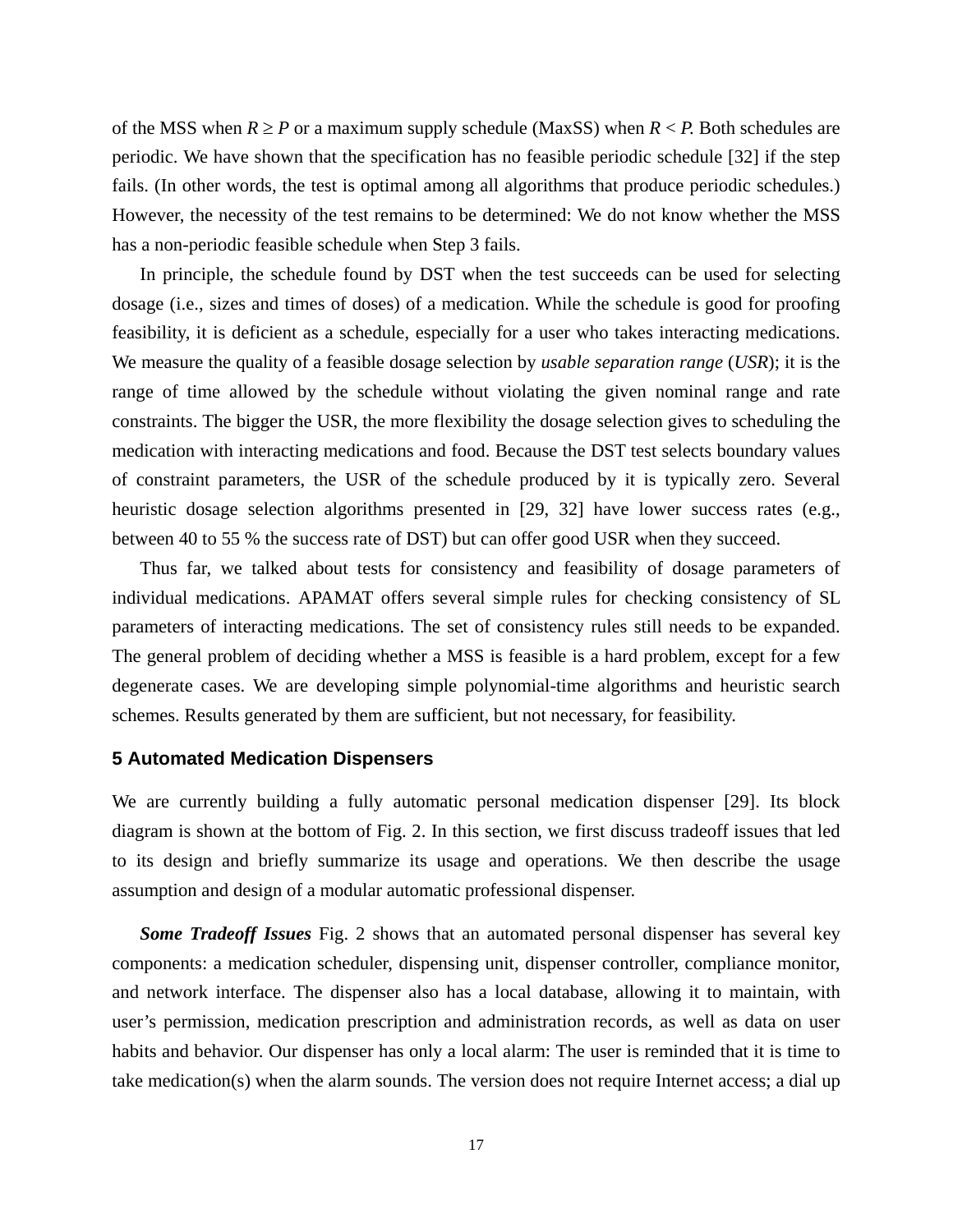of the MSS when $R \geq P$ or a maximum supply schedule (MaxSS) when $R < P$. Both schedules are periodic. We have shown that the specification has no feasible periodic schedule [32] if the step fails. (In other words, the test is optimal among all algorithms that produce periodic schedules.) However, the necessity of the test remains to be determined: We do not know whether the MSS has a non-periodic feasible schedule when Step 3 fails.

In principle, the schedule found by DST when the test succeeds can be used for selecting dosage (i.e., sizes and times of doses) of a medication. While the schedule is good for proofing feasibility, it is deficient as a schedule, especially for a user who takes interacting medications. We measure the quality of a feasible dosage selection by *usable separation range* (*USR*); it is the range of time allowed by the schedule without violating the given nominal range and rate constraints. The bigger the USR, the more flexibility the dosage selection gives to scheduling the medication with interacting medications and food. Because the DST test selects boundary values of constraint parameters, the USR of the schedule produced by it is typically zero. Several heuristic dosage selection algorithms presented in [29, 32] have lower success rates (e.g., between 40 to 55 % the success rate of DST) but can offer good USR when they succeed.

Thus far, we talked about tests for consistency and feasibility of dosage parameters of individual medications. APAMAT offers several simple rules for checking consistency of SL parameters of interacting medications. The set of consistency rules still needs to be expanded. The general problem of deciding whether a MSS is feasible is a hard problem, except for a few degenerate cases. We are developing simple polynomial-time algorithms and heuristic search schemes. Results generated by them are sufficient, but not necessary, for feasibility.

## 5 Automated Medication Dispensers

We are currently building a fully automatic personal medication dispenser [29]. Its block diagram is shown at the bottom of Fig. 2. In this section, we first discuss tradeoff issues that led to its design and briefly summarize its usage and operations. We then describe the usage assumption and design of a modular automatic professional dispenser.

***Some Tradeoff Issues*** Fig. 2 shows that an automated personal dispenser has several key components: a medication scheduler, dispensing unit, dispenser controller, compliance monitor, and network interface. The dispenser also has a local database, allowing it to maintain, with user's permission, medication prescription and administration records, as well as data on user habits and behavior. Our dispenser has only a local alarm: The user is reminded that it is time to take medication(s) when the alarm sounds. The version does not require Internet access; a dial up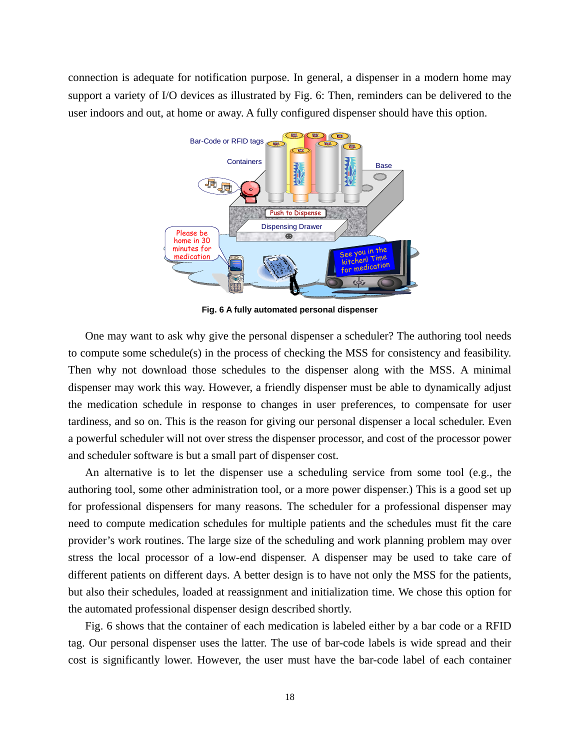connection is adequate for notification purpose. In general, a dispenser in a modern home may support a variety of I/O devices as illustrated by Fig. 6: Then, reminders can be delivered to the user indoors and out, at home or away. A fully configured dispenser should have this option.

**Fig. 6 A fully automated personal dispenser**

One may want to ask why give the personal dispenser a scheduler? The authoring tool needs to compute some schedule(s) in the process of checking the MSS for consistency and feasibility. Then why not download those schedules to the dispenser along with the MSS. A minimal dispenser may work this way. However, a friendly dispenser must be able to dynamically adjust the medication schedule in response to changes in user preferences, to compensate for user tardiness, and so on. This is the reason for giving our personal dispenser a local scheduler. Even a powerful scheduler will not over stress the dispenser processor, and cost of the processor power and scheduler software is but a small part of dispenser cost.

An alternative is to let the dispenser use a scheduling service from some tool (e.g., the authoring tool, some other administration tool, or a more power dispenser.) This is a good set up for professional dispensers for many reasons. The scheduler for a professional dispenser may need to compute medication schedules for multiple patients and the schedules must fit the care provider's work routines. The large size of the scheduling and work planning problem may over stress the local processor of a low-end dispenser. A dispenser may be used to take care of different patients on different days. A better design is to have not only the MSS for the patients, but also their schedules, loaded at reassignment and initialization time. We chose this option for the automated professional dispenser design described shortly.

Fig. 6 shows that the container of each medication is labeled either by a bar code or a RFID tag. Our personal dispenser uses the latter. The use of bar-code labels is wide spread and their cost is significantly lower. However, the user must have the bar-code label of each container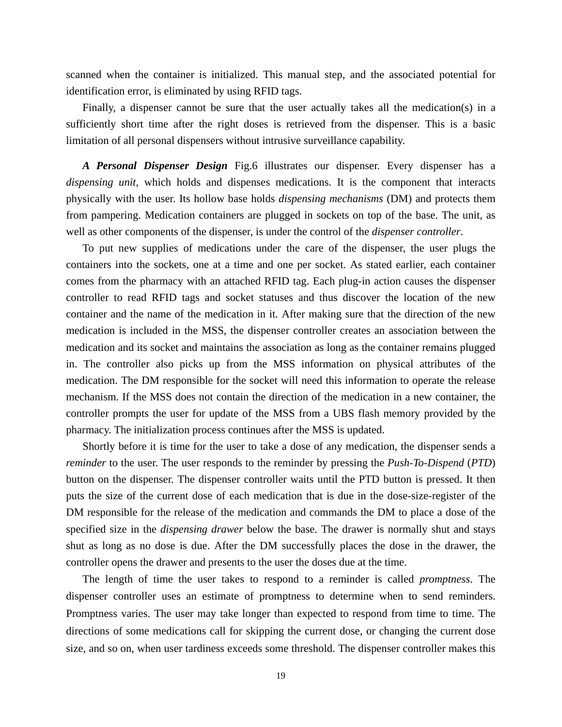scanned when the container is initialized. This manual step, and the associated potential for identification error, is eliminated by using RFID tags.

Finally, a dispenser cannot be sure that the user actually takes all the medication(s) in a sufficiently short time after the right doses is retrieved from the dispenser. This is a basic limitation of all personal dispensers without intrusive surveillance capability.

***A Personal Dispenser Design*** Fig.6 illustrates our dispenser. Every dispenser has a *dispensing unit*, which holds and dispenses medications. It is the component that interacts physically with the user. Its hollow base holds *dispensing mechanisms* (DM) and protects them from pampering. Medication containers are plugged in sockets on top of the base. The unit, as well as other components of the dispenser, is under the control of the *dispenser controller*.

To put new supplies of medications under the care of the dispenser, the user plugs the containers into the sockets, one at a time and one per socket. As stated earlier, each container comes from the pharmacy with an attached RFID tag. Each plug-in action causes the dispenser controller to read RFID tags and socket statuses and thus discover the location of the new container and the name of the medication in it. After making sure that the direction of the new medication is included in the MSS, the dispenser controller creates an association between the medication and its socket and maintains the association as long as the container remains plugged in. The controller also picks up from the MSS information on physical attributes of the medication. The DM responsible for the socket will need this information to operate the release mechanism. If the MSS does not contain the direction of the medication in a new container, the controller prompts the user for update of the MSS from a UBS flash memory provided by the pharmacy. The initialization process continues after the MSS is updated.

Shortly before it is time for the user to take a dose of any medication, the dispenser sends a *reminder* to the user. The user responds to the reminder by pressing the *Push-To-Dispend* (*PTD*) button on the dispenser. The dispenser controller waits until the PTD button is pressed. It then puts the size of the current dose of each medication that is due in the dose-size-register of the DM responsible for the release of the medication and commands the DM to place a dose of the specified size in the *dispensing drawer* below the base. The drawer is normally shut and stays shut as long as no dose is due. After the DM successfully places the dose in the drawer, the controller opens the drawer and presents to the user the doses due at the time.

The length of time the user takes to respond to a reminder is called *promptness*. The dispenser controller uses an estimate of promptness to determine when to send reminders. Promptness varies. The user may take longer than expected to respond from time to time. The directions of some medications call for skipping the current dose, or changing the current dose size, and so on, when user tardiness exceeds some threshold. The dispenser controller makes this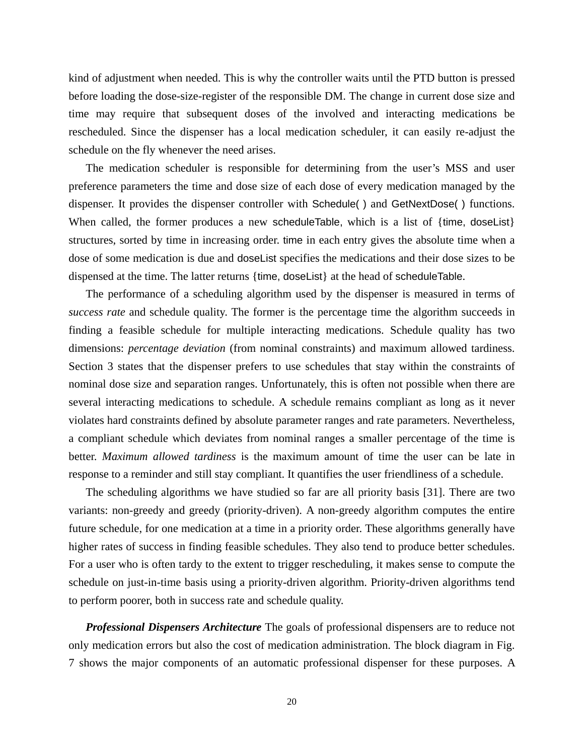kind of adjustment when needed. This is why the controller waits until the PTD button is pressed before loading the dose-size-register of the responsible DM. The change in current dose size and time may require that subsequent doses of the involved and interacting medications be rescheduled. Since the dispenser has a local medication scheduler, it can easily re-adjust the schedule on the fly whenever the need arises.

The medication scheduler is responsible for determining from the user's MSS and user preference parameters the time and dose size of each dose of every medication managed by the dispenser. It provides the dispenser controller with Schedule( ) and GetNextDose( ) functions. When called, the former produces a new scheduleTable, which is a list of {time, doseList} structures, sorted by time in increasing order. time in each entry gives the absolute time when a dose of some medication is due and doseList specifies the medications and their dose sizes to be dispensed at the time. The latter returns {time, doseList} at the head of scheduleTable.

The performance of a scheduling algorithm used by the dispenser is measured in terms of *success rate* and schedule quality. The former is the percentage time the algorithm succeeds in finding a feasible schedule for multiple interacting medications. Schedule quality has two dimensions: *percentage deviation* (from nominal constraints) and maximum allowed tardiness. Section 3 states that the dispenser prefers to use schedules that stay within the constraints of nominal dose size and separation ranges. Unfortunately, this is often not possible when there are several interacting medications to schedule. A schedule remains compliant as long as it never violates hard constraints defined by absolute parameter ranges and rate parameters. Nevertheless, a compliant schedule which deviates from nominal ranges a smaller percentage of the time is better. *Maximum allowed tardiness* is the maximum amount of time the user can be late in response to a reminder and still stay compliant. It quantifies the user friendliness of a schedule.

The scheduling algorithms we have studied so far are all priority basis [31]. There are two variants: non-greedy and greedy (priority-driven). A non-greedy algorithm computes the entire future schedule, for one medication at a time in a priority order. These algorithms generally have higher rates of success in finding feasible schedules. They also tend to produce better schedules. For a user who is often tardy to the extent to trigger rescheduling, it makes sense to compute the schedule on just-in-time basis using a priority-driven algorithm. Priority-driven algorithms tend to perform poorer, both in success rate and schedule quality.

***Professional Dispensers Architecture*** The goals of professional dispensers are to reduce not only medication errors but also the cost of medication administration. The block diagram in Fig. 7 shows the major components of an automatic professional dispenser for these purposes. A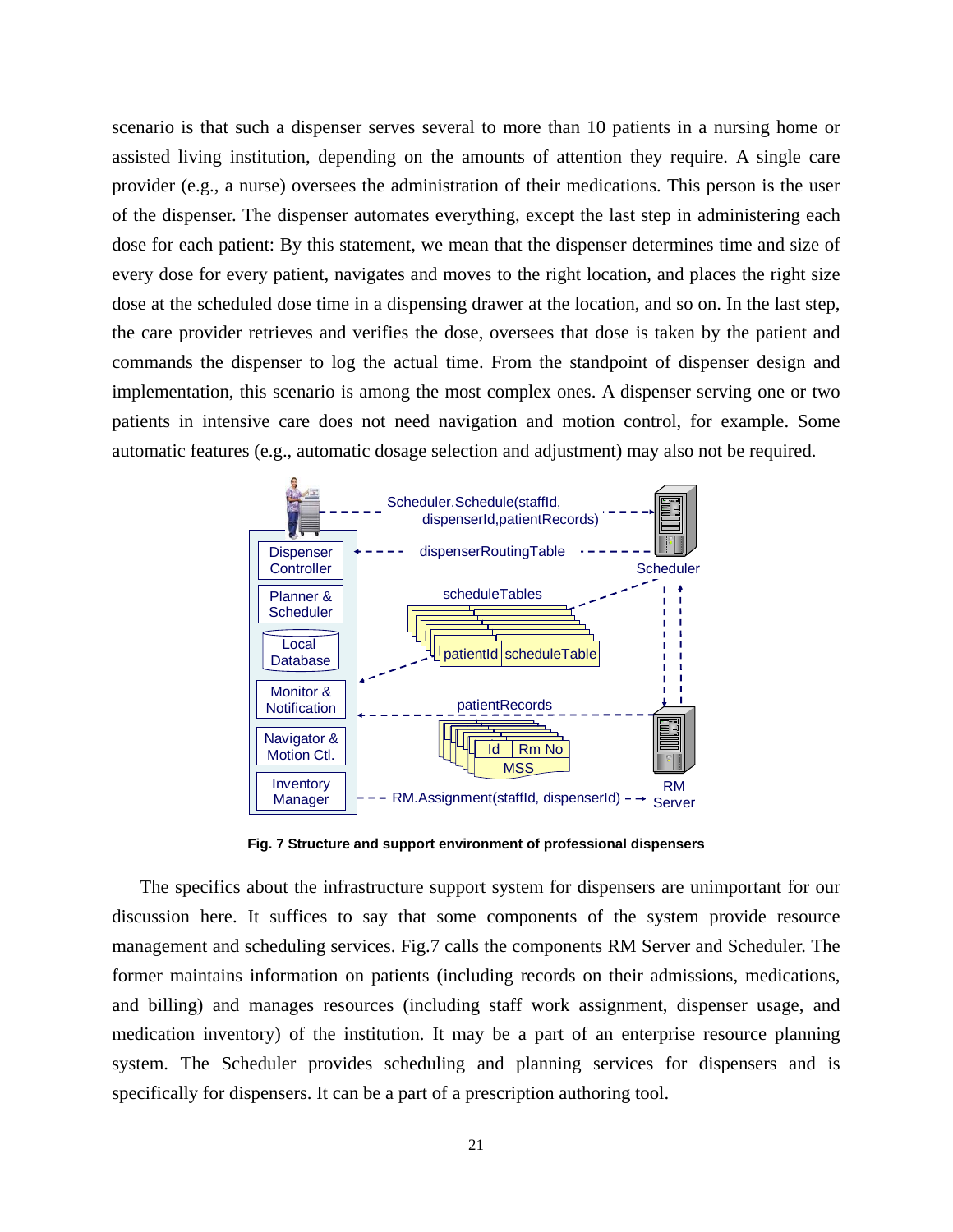scenario is that such a dispenser serves several to more than 10 patients in a nursing home or assisted living institution, depending on the amounts of attention they require. A single care provider (e.g., a nurse) oversees the administration of their medications. This person is the user of the dispenser. The dispenser automates everything, except the last step in administering each dose for each patient: By this statement, we mean that the dispenser determines time and size of every dose for every patient, navigates and moves to the right location, and places the right size dose at the scheduled dose time in a dispensing drawer at the location, and so on. In the last step, the care provider retrieves and verifies the dose, oversees that dose is taken by the patient and commands the dispenser to log the actual time. From the standpoint of dispenser design and implementation, this scenario is among the most complex ones. A dispenser serving one or two patients in intensive care does not need navigation and motion control, for example. Some automatic features (e.g., automatic dosage selection and adjustment) may also not be required.

**Fig. 7 Structure and support environment of professional dispensers**

The specifics about the infrastructure support system for dispensers are unimportant for our discussion here. It suffices to say that some components of the system provide resource management and scheduling services. Fig.7 calls the components RM Server and Scheduler. The former maintains information on patients (including records on their admissions, medications, and billing) and manages resources (including staff work assignment, dispenser usage, and medication inventory) of the institution. It may be a part of an enterprise resource planning system. The Scheduler provides scheduling and planning services for dispensers and is specifically for dispensers. It can be a part of a prescription authoring tool.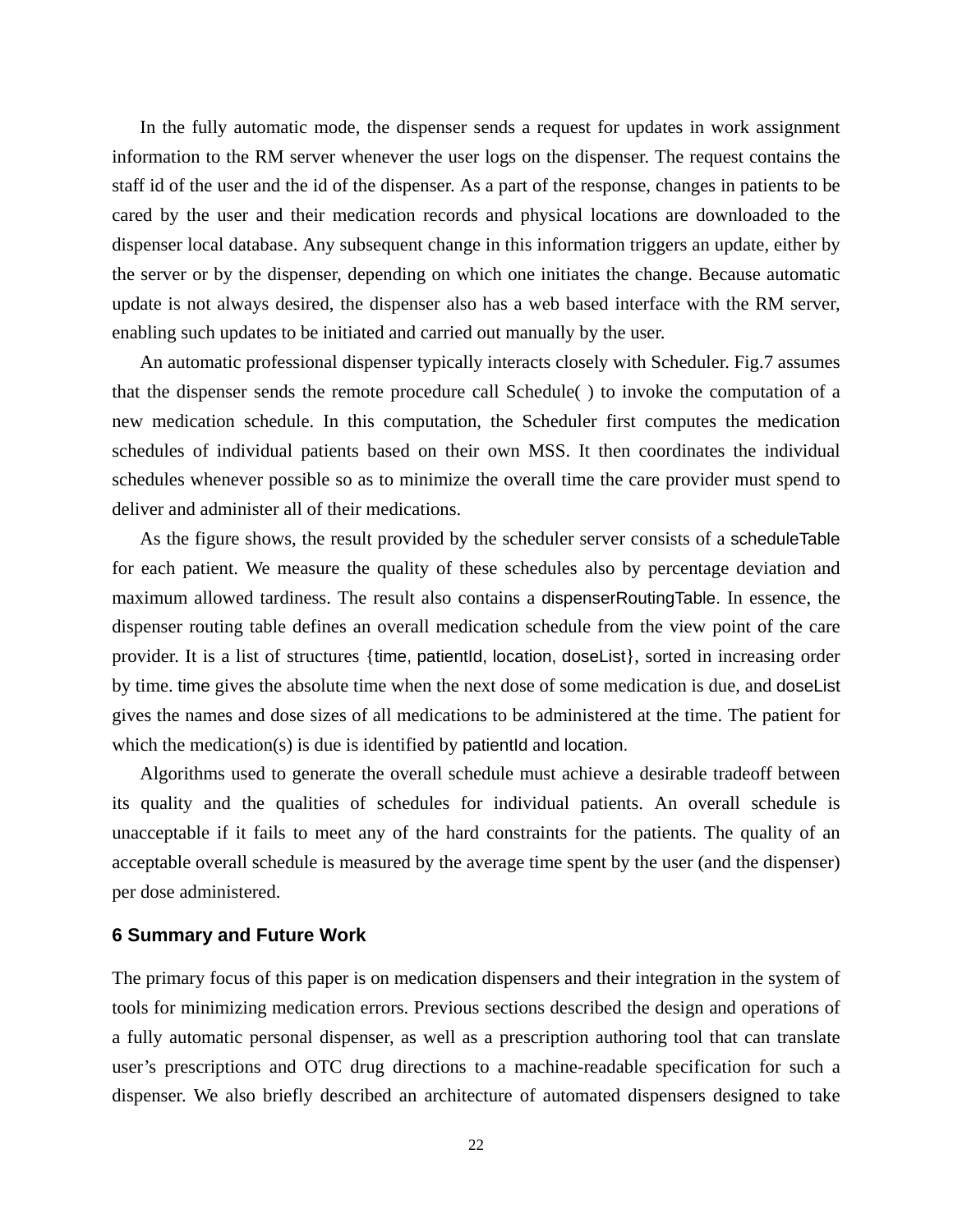In the fully automatic mode, the dispenser sends a request for updates in work assignment information to the RM server whenever the user logs on the dispenser. The request contains the staff id of the user and the id of the dispenser. As a part of the response, changes in patients to be cared by the user and their medication records and physical locations are downloaded to the dispenser local database. Any subsequent change in this information triggers an update, either by the server or by the dispenser, depending on which one initiates the change. Because automatic update is not always desired, the dispenser also has a web based interface with the RM server, enabling such updates to be initiated and carried out manually by the user.

An automatic professional dispenser typically interacts closely with Scheduler. Fig.7 assumes that the dispenser sends the remote procedure call Schedule( ) to invoke the computation of a new medication schedule. In this computation, the Scheduler first computes the medication schedules of individual patients based on their own MSS. It then coordinates the individual schedules whenever possible so as to minimize the overall time the care provider must spend to deliver and administer all of their medications.

As the figure shows, the result provided by the scheduler server consists of a scheduleTable for each patient. We measure the quality of these schedules also by percentage deviation and maximum allowed tardiness. The result also contains a dispenserRoutingTable. In essence, the dispenser routing table defines an overall medication schedule from the view point of the care provider. It is a list of structures {time, patientId, location, doseList}, sorted in increasing order by time. time gives the absolute time when the next dose of some medication is due, and doseList gives the names and dose sizes of all medications to be administered at the time. The patient for which the medication(s) is due is identified by patientId and location.

Algorithms used to generate the overall schedule must achieve a desirable tradeoff between its quality and the qualities of schedules for individual patients. An overall schedule is unacceptable if it fails to meet any of the hard constraints for the patients. The quality of an acceptable overall schedule is measured by the average time spent by the user (and the dispenser) per dose administered.

## 6 Summary and Future Work

The primary focus of this paper is on medication dispensers and their integration in the system of tools for minimizing medication errors. Previous sections described the design and operations of a fully automatic personal dispenser, as well as a prescription authoring tool that can translate user's prescriptions and OTC drug directions to a machine-readable specification for such a dispenser. We also briefly described an architecture of automated dispensers designed to take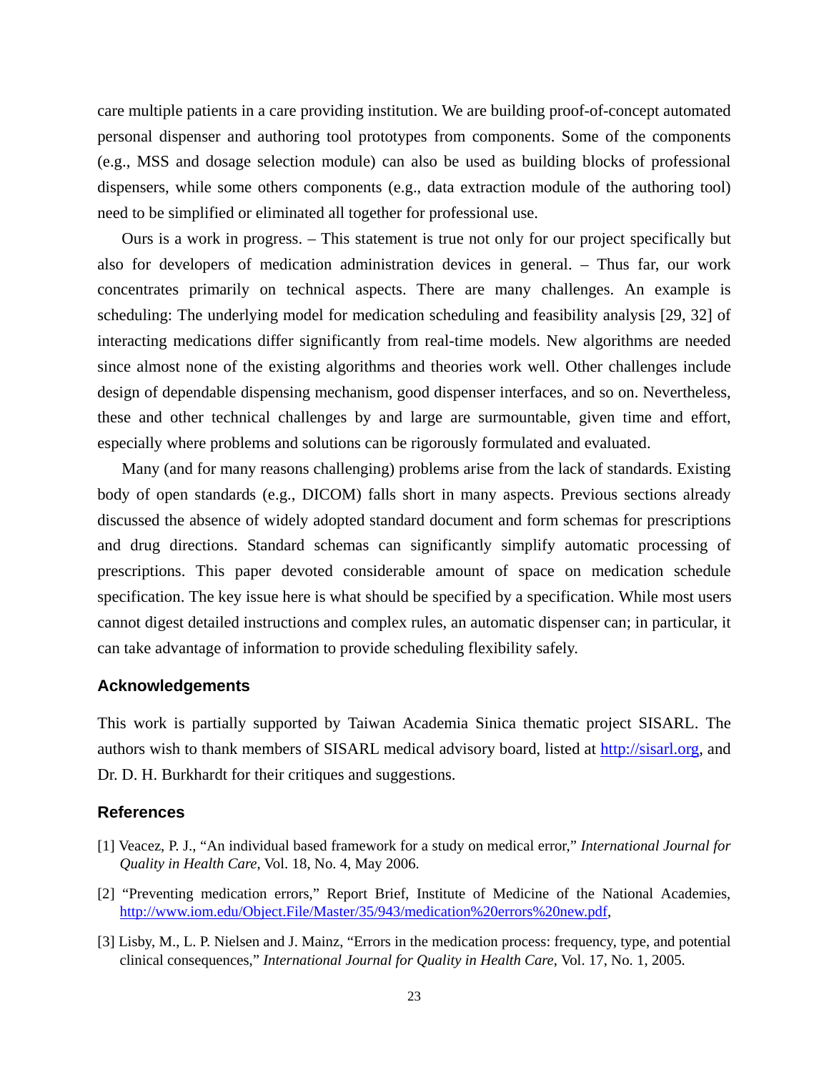care multiple patients in a care providing institution. We are building proof-of-concept automated personal dispenser and authoring tool prototypes from components. Some of the components (e.g., MSS and dosage selection module) can also be used as building blocks of professional dispensers, while some others components (e.g., data extraction module of the authoring tool) need to be simplified or eliminated all together for professional use.

Ours is a work in progress. – This statement is true not only for our project specifically but also for developers of medication administration devices in general. – Thus far, our work concentrates primarily on technical aspects. There are many challenges. An example is scheduling: The underlying model for medication scheduling and feasibility analysis [29, 32] of interacting medications differ significantly from real-time models. New algorithms are needed since almost none of the existing algorithms and theories work well. Other challenges include design of dependable dispensing mechanism, good dispenser interfaces, and so on. Nevertheless, these and other technical challenges by and large are surmountable, given time and effort, especially where problems and solutions can be rigorously formulated and evaluated.

Many (and for many reasons challenging) problems arise from the lack of standards. Existing body of open standards (e.g., DICOM) falls short in many aspects. Previous sections already discussed the absence of widely adopted standard document and form schemas for prescriptions and drug directions. Standard schemas can significantly simplify automatic processing of prescriptions. This paper devoted considerable amount of space on medication schedule specification. The key issue here is what should be specified by a specification. While most users cannot digest detailed instructions and complex rules, an automatic dispenser can; in particular, it can take advantage of information to provide scheduling flexibility safely.

## Acknowledgements

This work is partially supported by Taiwan Academia Sinica thematic project SISARL. The authors wish to thank members of SISARL medical advisory board, listed at http://sisarl.org, and Dr. D. H. Burkhardt for their critiques and suggestions.

## References

[1] Veacez, P. J., "An individual based framework for a study on medical error," *International Journal for Quality in Health Care*, Vol. 18, No. 4, May 2006.

[2] "Preventing medication errors," Report Brief, Institute of Medicine of the National Academies, http://www.iom.edu/Object.File/Master/35/943/medication%20errors%20new.pdf,

[3] Lisby, M., L. P. Nielsen and J. Mainz, "Errors in the medication process: frequency, type, and potential clinical consequences," *International Journal for Quality in Health Care*, Vol. 17, No. 1, 2005.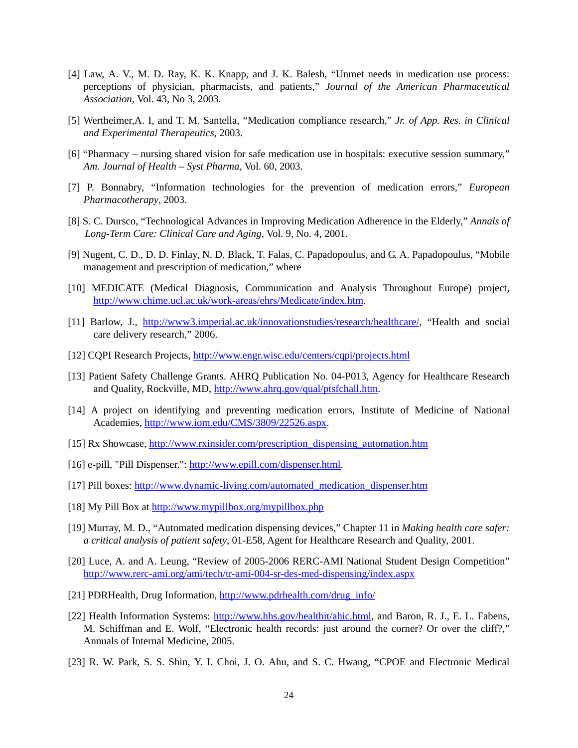[4] Law, A. V., M. D. Ray, K. K. Knapp, and J. K. Balesh, "Unmet needs in medication use process: perceptions of physician, pharmacists, and patients," *Journal of the American Pharmaceutical Association*, Vol. 43, No 3, 2003.

[5] Wertheimer,A. I, and T. M. Santella, "Medication compliance research," *Jr. of App. Res. in Clinical and Experimental Therapeutics*, 2003.

[6] "Pharmacy – nursing shared vision for safe medication use in hospitals: executive session summary," *Am. Journal of Health – Syst Pharma*, Vol. 60, 2003.

[7] P. Bonnabry, "Information technologies for the prevention of medication errors," *European Pharmacotherapy*, 2003.

[8] S. C. Dursco, "Technological Advances in Improving Medication Adherence in the Elderly," *Annals of Long-Term Care: Clinical Care and Aging*, Vol. 9, No. 4, 2001.

[9] Nugent, C. D., D. D. Finlay, N. D. Black, T. Falas, C. Papadopoulus, and G. A. Papadopoulus, "Mobile management and prescription of medication," where

[10] MEDICATE (Medical Diagnosis, Communication and Analysis Throughout Europe) project, http://www.chime.ucl.ac.uk/work-areas/ehrs/Medicate/index.htm.

[11] Barlow, J., http://www3.imperial.ac.uk/innovationstudies/research/healthcare/, "Health and social care delivery research," 2006.

[12] CQPI Research Projects, http://www.engr.wisc.edu/centers/cqpi/projects.html

[13] Patient Safety Challenge Grants. AHRQ Publication No. 04-P013, Agency for Healthcare Research and Quality, Rockville, MD, http://www.ahrq.gov/qual/ptsfchall.htm.

[14] A project on identifying and preventing medication errors, Institute of Medicine of National Academies, http://www.iom.edu/CMS/3809/22526.aspx.

[15] Rx Showcase, http://www.rxinsider.com/prescription_dispensing_automation.htm

[16] e-pill, "Pill Dispenser.": http://www.epill.com/dispenser.html.

[17] Pill boxes: http://www.dynamic-living.com/automated_medication_dispenser.htm

[18] My Pill Box at http://www.mypillbox.org/mypillbox.php

[19] Murray, M. D., "Automated medication dispensing devices," Chapter 11 in *Making health care safer: a critical analysis of patient safety*, 01-E58, Agent for Healthcare Research and Quality, 2001.

[20] Luce, A. and A. Leung, "Review of 2005-2006 RERC-AMI National Student Design Competition" http://www.rerc-ami.org/ami/tech/tr-ami-004-sr-des-med-dispensing/index.aspx

[21] PDRHealth, Drug Information, http://www.pdrhealth.com/drug_info/

[22] Health Information Systems: http://www.hhs.gov/healthit/ahic.html, and Baron, R. J., E. L. Fabens, M. Schiffman and E. Wolf, "Electronic health records: just around the corner? Or over the cliff?," Annuals of Internal Medicine, 2005.

[23] R. W. Park, S. S. Shin, Y. I. Choi, J. O. Ahu, and S. C. Hwang, "CPOE and Electronic Medical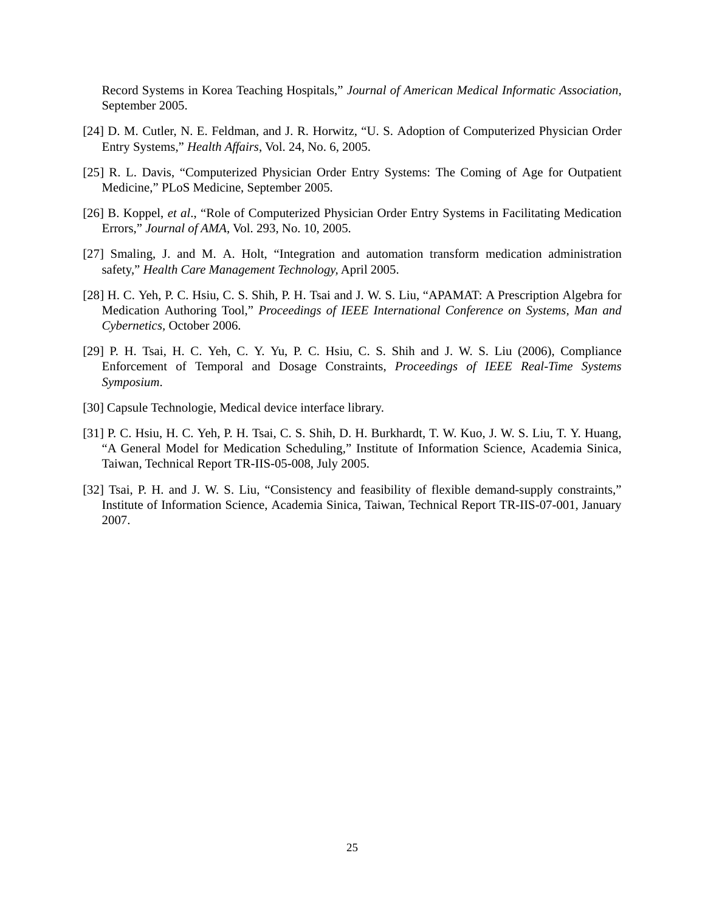Record Systems in Korea Teaching Hospitals," *Journal of American Medical Informatic Association*, September 2005.

[24] D. M. Cutler, N. E. Feldman, and J. R. Horwitz, "U. S. Adoption of Computerized Physician Order Entry Systems," *Health Affairs*, Vol. 24, No. 6, 2005.

[25] R. L. Davis, "Computerized Physician Order Entry Systems: The Coming of Age for Outpatient Medicine," PLoS Medicine, September 2005.

[26] B. Koppel, *et al*., "Role of Computerized Physician Order Entry Systems in Facilitating Medication Errors," *Journal of AMA*, Vol. 293, No. 10, 2005.

[27] Smaling, J. and M. A. Holt, "Integration and automation transform medication administration safety," *Health Care Management Technology,* April 2005.

[28] H. C. Yeh, P. C. Hsiu, C. S. Shih, P. H. Tsai and J. W. S. Liu, "APAMAT: A Prescription Algebra for Medication Authoring Tool," *Proceedings of IEEE International Conference on Systems, Man and Cybernetics*, October 2006.

[29] P. H. Tsai, H. C. Yeh, C. Y. Yu, P. C. Hsiu, C. S. Shih and J. W. S. Liu (2006), Compliance Enforcement of Temporal and Dosage Constraints, *Proceedings of IEEE Real-Time Systems Symposium*.

[30] Capsule Technologie, Medical device interface library.

[31] P. C. Hsiu, H. C. Yeh, P. H. Tsai, C. S. Shih, D. H. Burkhardt, T. W. Kuo, J. W. S. Liu, T. Y. Huang, "A General Model for Medication Scheduling," Institute of Information Science, Academia Sinica, Taiwan, Technical Report TR-IIS-05-008, July 2005.

[32] Tsai, P. H. and J. W. S. Liu, "Consistency and feasibility of flexible demand-supply constraints," Institute of Information Science, Academia Sinica, Taiwan, Technical Report TR-IIS-07-001, January 2007.